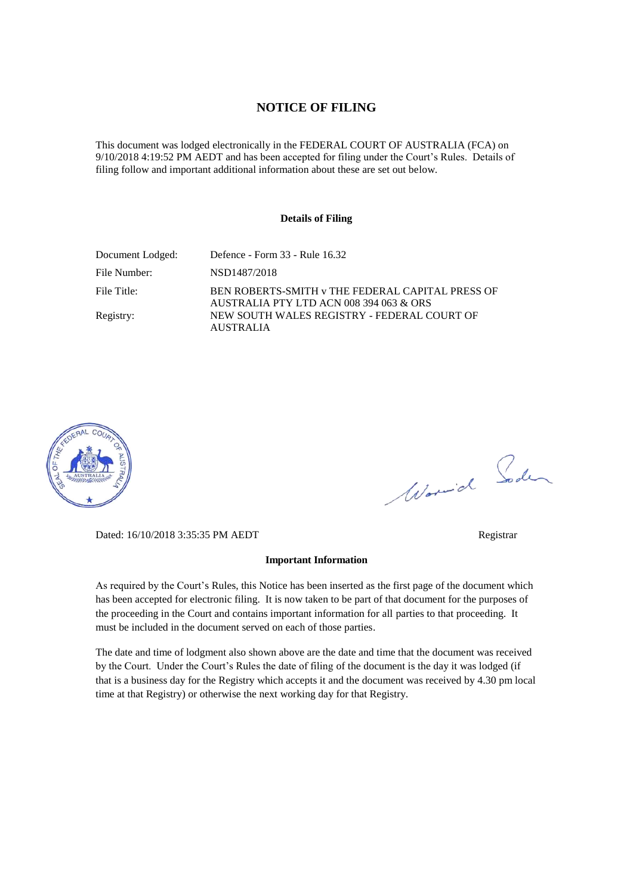# NOTICE OF FILING

This document was lodged electronically in the FEDERAL COURT OF AUSTRALIA (FCA) on 9/10/2018 4:19:52 PM AEDT and has been accepted for filing under the Court's Rules. Details of filing follow and important additional information about these are set out below.

### Details of Filing

| | |
|---|---|
| Document Lodged: | Defence - Form 33 - Rule 16.32 |
| File Number: | NSD1487/2018 |
| File Title: | BEN ROBERTS-SMITH v THE FEDERAL CAPITAL PRESS OF AUSTRALIA PTY LTD ACN 008 394 063 & ORS |
| Registry: | NEW SOUTH WALES REGISTRY - FEDERAL COURT OF AUSTRALIA |

Dated: 16/10/2018 3:35:35 PM AEDT

Registrar

### Important Information

As required by the Court's Rules, this Notice has been inserted as the first page of the document which has been accepted for electronic filing. It is now taken to be part of that document for the purposes of the proceeding in the Court and contains important information for all parties to that proceeding. It must be included in the document served on each of those parties.

The date and time of lodgment also shown above are the date and time that the document was received by the Court. Under the Court's Rules the date of filing of the document is the day it was lodged (if that is a business day for the Registry which accepts it and the document was received by 4.30 pm local time at that Registry) or otherwise the next working day for that Registry.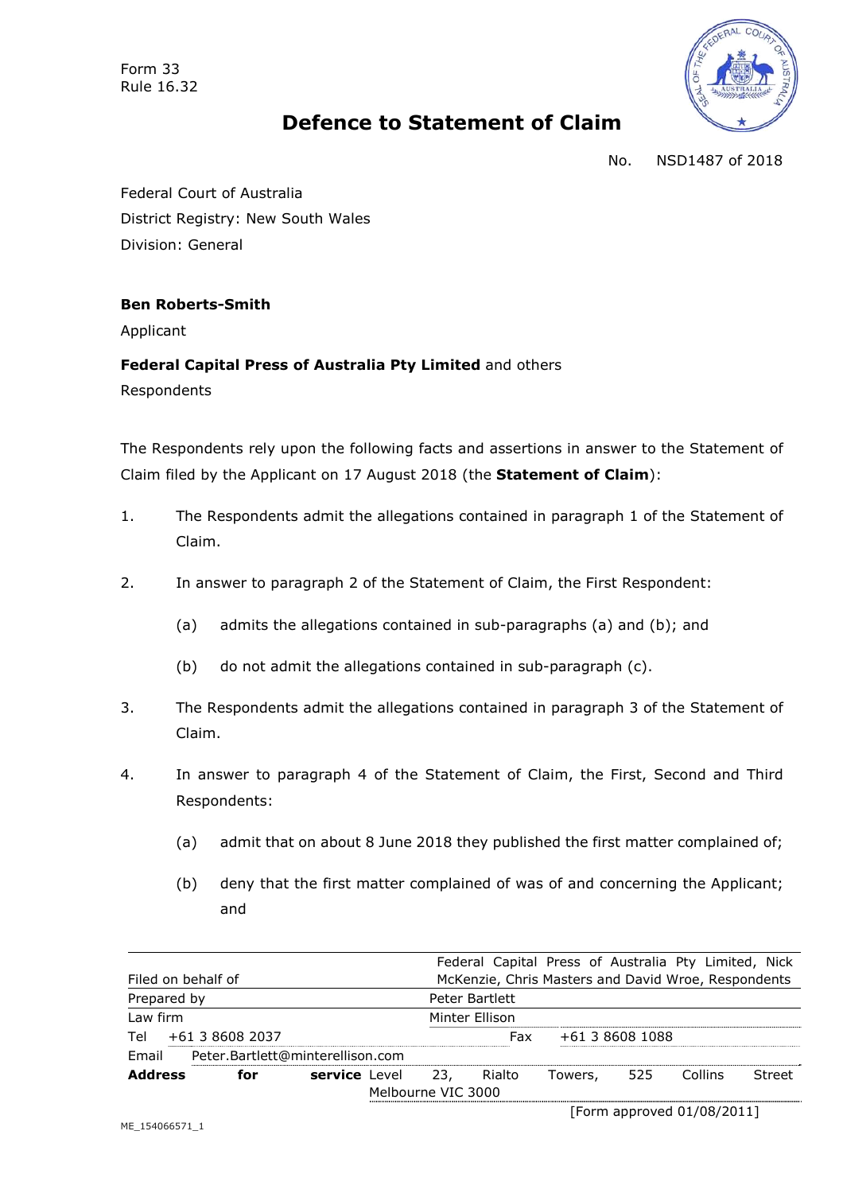Form 33
Rule 16.32

# Defence to Statement of Claim

No. NSD1487 of 2018

Federal Court of Australia
District Registry: New South Wales
Division: General

**Ben Roberts-Smith**
Applicant

**Federal Capital Press of Australia Pty Limited** and others
Respondents

The Respondents rely upon the following facts and assertions in answer to the Statement of Claim filed by the Applicant on 17 August 2018 (the **Statement of Claim**):

1. The Respondents admit the allegations contained in paragraph 1 of the Statement of Claim.

2. In answer to paragraph 2 of the Statement of Claim, the First Respondent:

   (a) admits the allegations contained in sub-paragraphs (a) and (b); and

   (b) do not admit the allegations contained in sub-paragraph (c).

3. The Respondents admit the allegations contained in paragraph 3 of the Statement of Claim.

4. In answer to paragraph 4 of the Statement of Claim, the First, Second and Third Respondents:

   (a) admit that on about 8 June 2018 they published the first matter complained of;

   (b) deny that the first matter complained of was of and concerning the Applicant; and

| | |
|---|---|
| Filed on behalf of | Federal Capital Press of Australia Pty Limited, Nick McKenzie, Chris Masters and David Wroe, Respondents |
| Prepared by | Peter Bartlett |
| Law firm | Minter Ellison |
| Tel +61 3 8608 2037 | Fax +61 3 8608 1088 |
| Email Peter.Bartlett@minterellison.com | |
| **Address for service** | Level 23, Rialto Towers, 525 Collins Street Melbourne VIC 3000 |

[Form approved 01/08/2011]

ME_154066571_1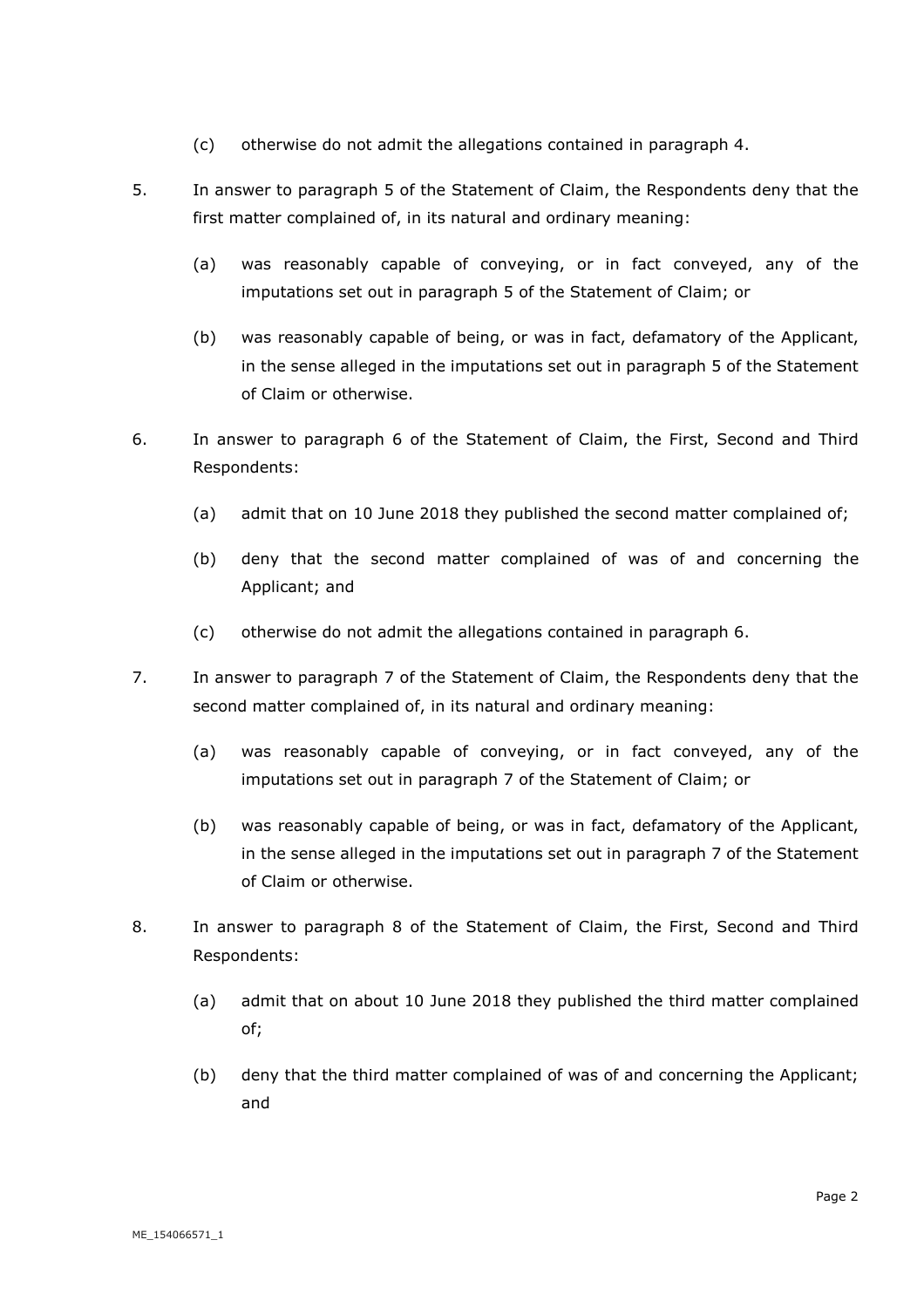(c) otherwise do not admit the allegations contained in paragraph 4.

5. In answer to paragraph 5 of the Statement of Claim, the Respondents deny that the first matter complained of, in its natural and ordinary meaning:

   (a) was reasonably capable of conveying, or in fact conveyed, any of the imputations set out in paragraph 5 of the Statement of Claim; or

   (b) was reasonably capable of being, or was in fact, defamatory of the Applicant, in the sense alleged in the imputations set out in paragraph 5 of the Statement of Claim or otherwise.

6. In answer to paragraph 6 of the Statement of Claim, the First, Second and Third Respondents:

   (a) admit that on 10 June 2018 they published the second matter complained of;

   (b) deny that the second matter complained of was of and concerning the Applicant; and

   (c) otherwise do not admit the allegations contained in paragraph 6.

7. In answer to paragraph 7 of the Statement of Claim, the Respondents deny that the second matter complained of, in its natural and ordinary meaning:

   (a) was reasonably capable of conveying, or in fact conveyed, any of the imputations set out in paragraph 7 of the Statement of Claim; or

   (b) was reasonably capable of being, or was in fact, defamatory of the Applicant, in the sense alleged in the imputations set out in paragraph 7 of the Statement of Claim or otherwise.

8. In answer to paragraph 8 of the Statement of Claim, the First, Second and Third Respondents:

   (a) admit that on about 10 June 2018 they published the third matter complained of;

   (b) deny that the third matter complained of was of and concerning the Applicant; and

ME_154066571_1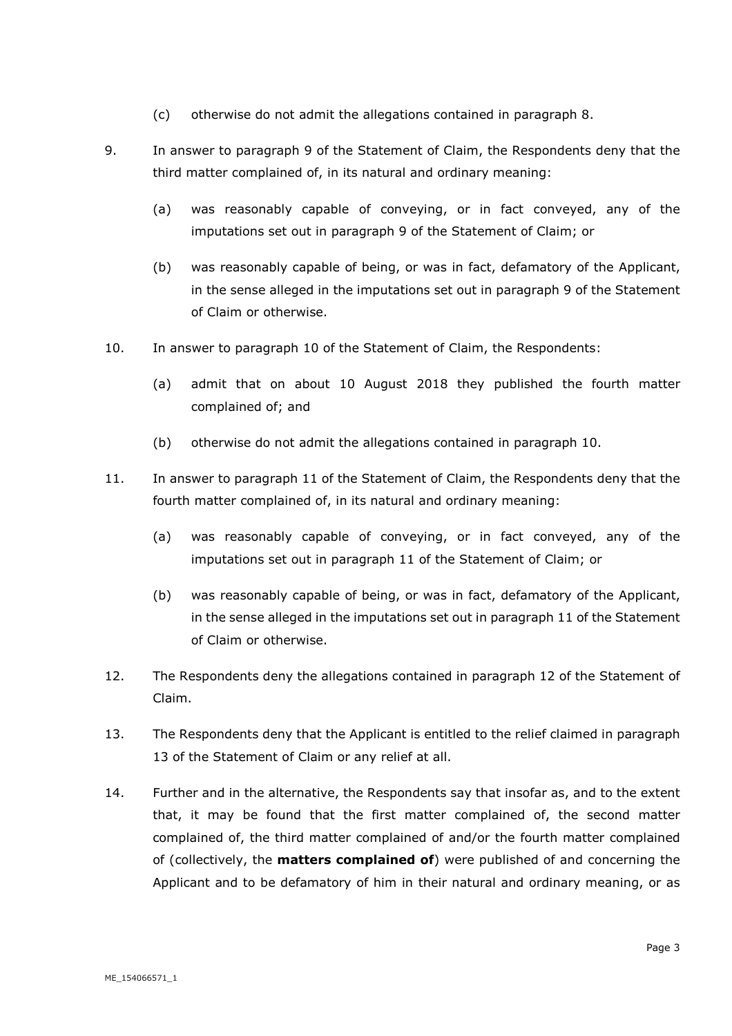(c) otherwise do not admit the allegations contained in paragraph 8.

9. In answer to paragraph 9 of the Statement of Claim, the Respondents deny that the third matter complained of, in its natural and ordinary meaning:

   (a) was reasonably capable of conveying, or in fact conveyed, any of the imputations set out in paragraph 9 of the Statement of Claim; or

   (b) was reasonably capable of being, or was in fact, defamatory of the Applicant, in the sense alleged in the imputations set out in paragraph 9 of the Statement of Claim or otherwise.

10. In answer to paragraph 10 of the Statement of Claim, the Respondents:

    (a) admit that on about 10 August 2018 they published the fourth matter complained of; and

    (b) otherwise do not admit the allegations contained in paragraph 10.

11. In answer to paragraph 11 of the Statement of Claim, the Respondents deny that the fourth matter complained of, in its natural and ordinary meaning:

    (a) was reasonably capable of conveying, or in fact conveyed, any of the imputations set out in paragraph 11 of the Statement of Claim; or

    (b) was reasonably capable of being, or was in fact, defamatory of the Applicant, in the sense alleged in the imputations set out in paragraph 11 of the Statement of Claim or otherwise.

12. The Respondents deny the allegations contained in paragraph 12 of the Statement of Claim.

13. The Respondents deny that the Applicant is entitled to the relief claimed in paragraph 13 of the Statement of Claim or any relief at all.

14. Further and in the alternative, the Respondents say that insofar as, and to the extent that, it may be found that the first matter complained of, the second matter complained of, the third matter complained of and/or the fourth matter complained of (collectively, the **matters complained of**) were published of and concerning the Applicant and to be defamatory of him in their natural and ordinary meaning, or as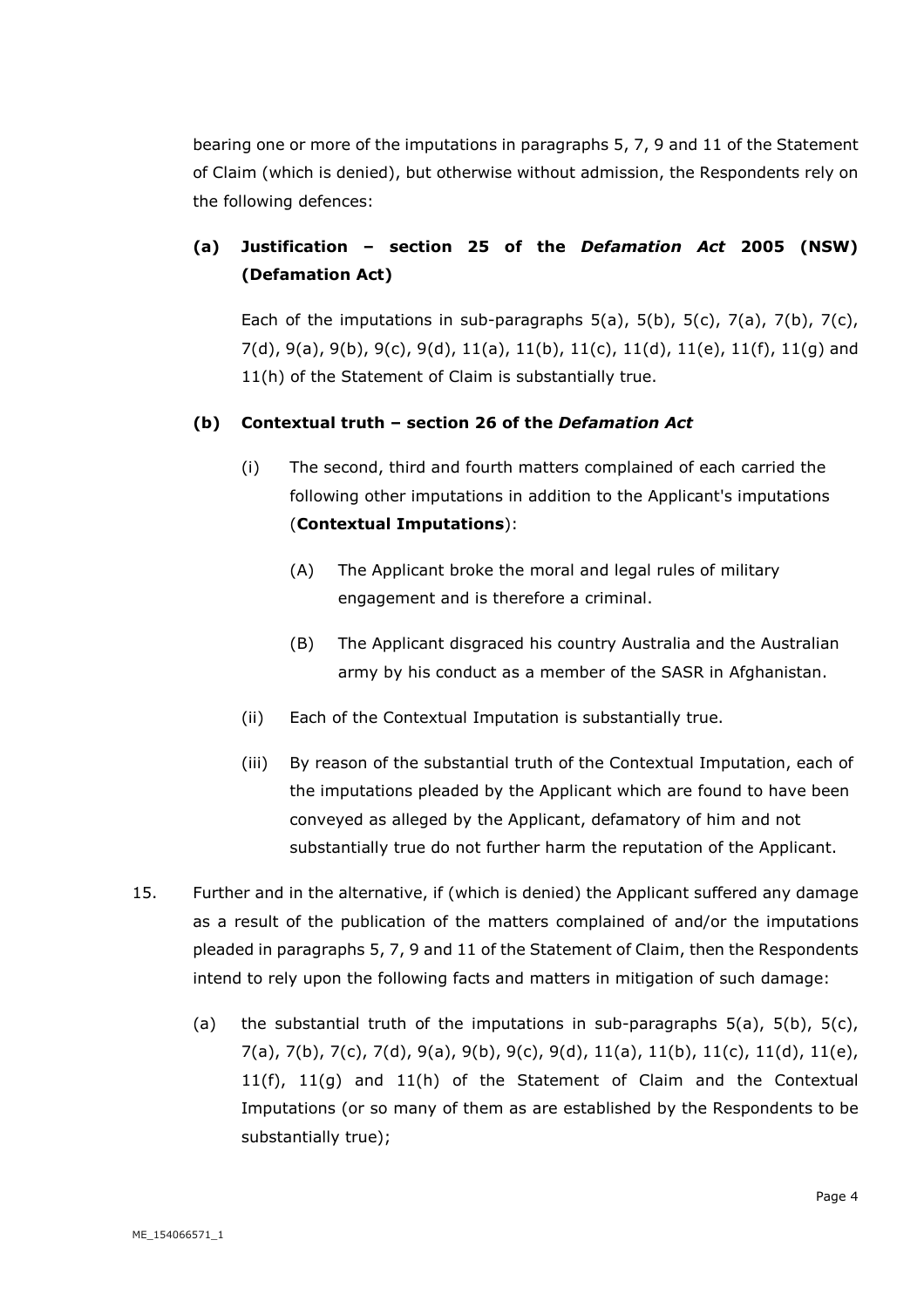bearing one or more of the imputations in paragraphs 5, 7, 9 and 11 of the Statement of Claim (which is denied), but otherwise without admission, the Respondents rely on the following defences:

**(a) Justification – section 25 of the *Defamation Act* 2005 (NSW) (Defamation Act)**

Each of the imputations in sub-paragraphs 5(a), 5(b), 5(c), 7(a), 7(b), 7(c), 7(d), 9(a), 9(b), 9(c), 9(d), 11(a), 11(b), 11(c), 11(d), 11(e), 11(f), 11(g) and 11(h) of the Statement of Claim is substantially true.

**(b) Contextual truth – section 26 of the *Defamation Act***

(i) The second, third and fourth matters complained of each carried the following other imputations in addition to the Applicant's imputations (**Contextual Imputations**):

(A) The Applicant broke the moral and legal rules of military engagement and is therefore a criminal.

(B) The Applicant disgraced his country Australia and the Australian army by his conduct as a member of the SASR in Afghanistan.

(ii) Each of the Contextual Imputation is substantially true.

(iii) By reason of the substantial truth of the Contextual Imputation, each of the imputations pleaded by the Applicant which are found to have been conveyed as alleged by the Applicant, defamatory of him and not substantially true do not further harm the reputation of the Applicant.

15. Further and in the alternative, if (which is denied) the Applicant suffered any damage as a result of the publication of the matters complained of and/or the imputations pleaded in paragraphs 5, 7, 9 and 11 of the Statement of Claim, then the Respondents intend to rely upon the following facts and matters in mitigation of such damage:

(a) the substantial truth of the imputations in sub-paragraphs 5(a), 5(b), 5(c), 7(a), 7(b), 7(c), 7(d), 9(a), 9(b), 9(c), 9(d), 11(a), 11(b), 11(c), 11(d), 11(e), 11(f), 11(g) and 11(h) of the Statement of Claim and the Contextual Imputations (or so many of them as are established by the Respondents to be substantially true);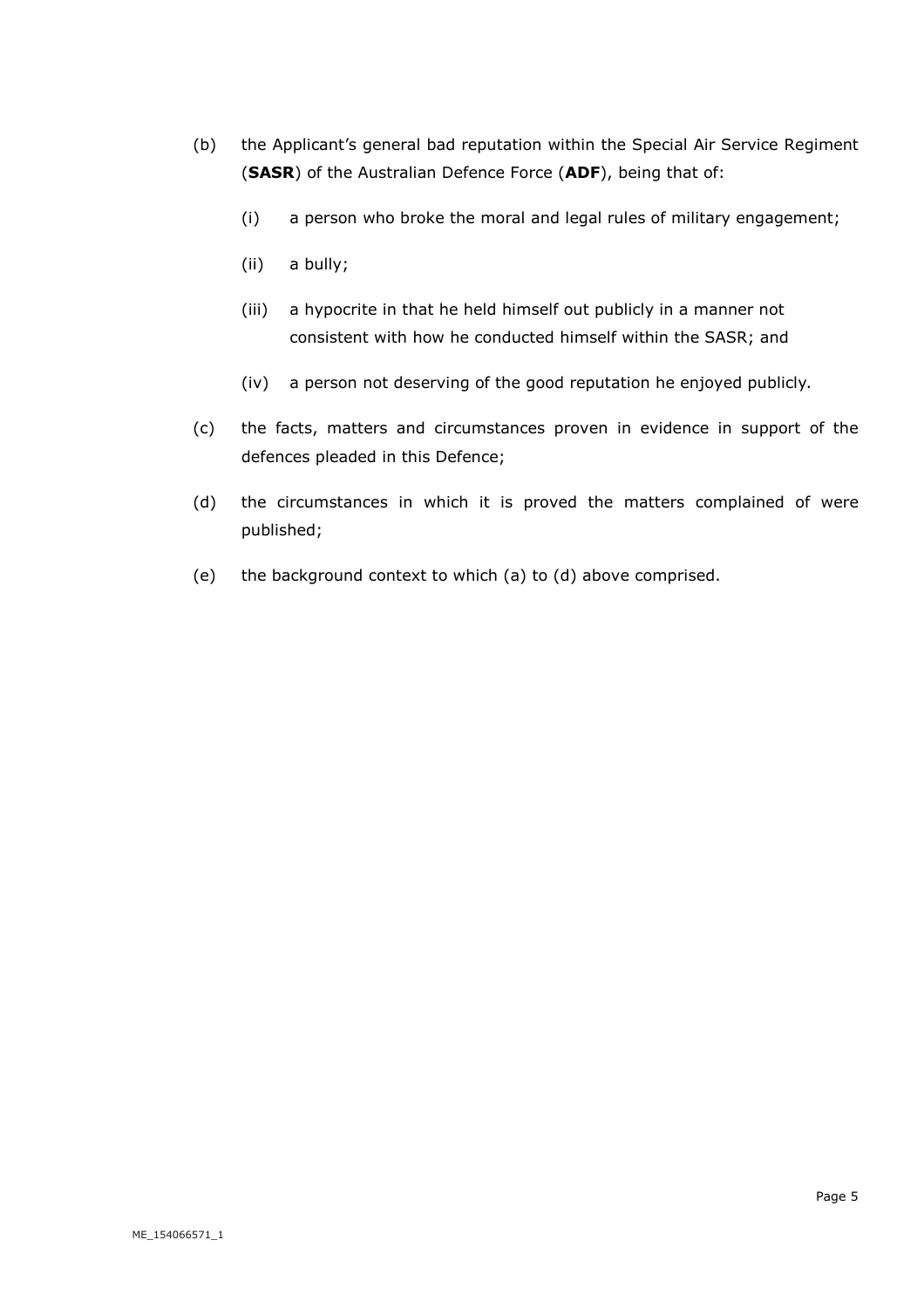(b) the Applicant's general bad reputation within the Special Air Service Regiment (**SASR**) of the Australian Defence Force (**ADF**), being that of:

   (i) a person who broke the moral and legal rules of military engagement;

   (ii) a bully;

   (iii) a hypocrite in that he held himself out publicly in a manner not consistent with how he conducted himself within the SASR; and

   (iv) a person not deserving of the good reputation he enjoyed publicly.

(c) the facts, matters and circumstances proven in evidence in support of the defences pleaded in this Defence;

(d) the circumstances in which it is proved the matters complained of were published;

(e) the background context to which (a) to (d) above comprised.

ME_154066571_1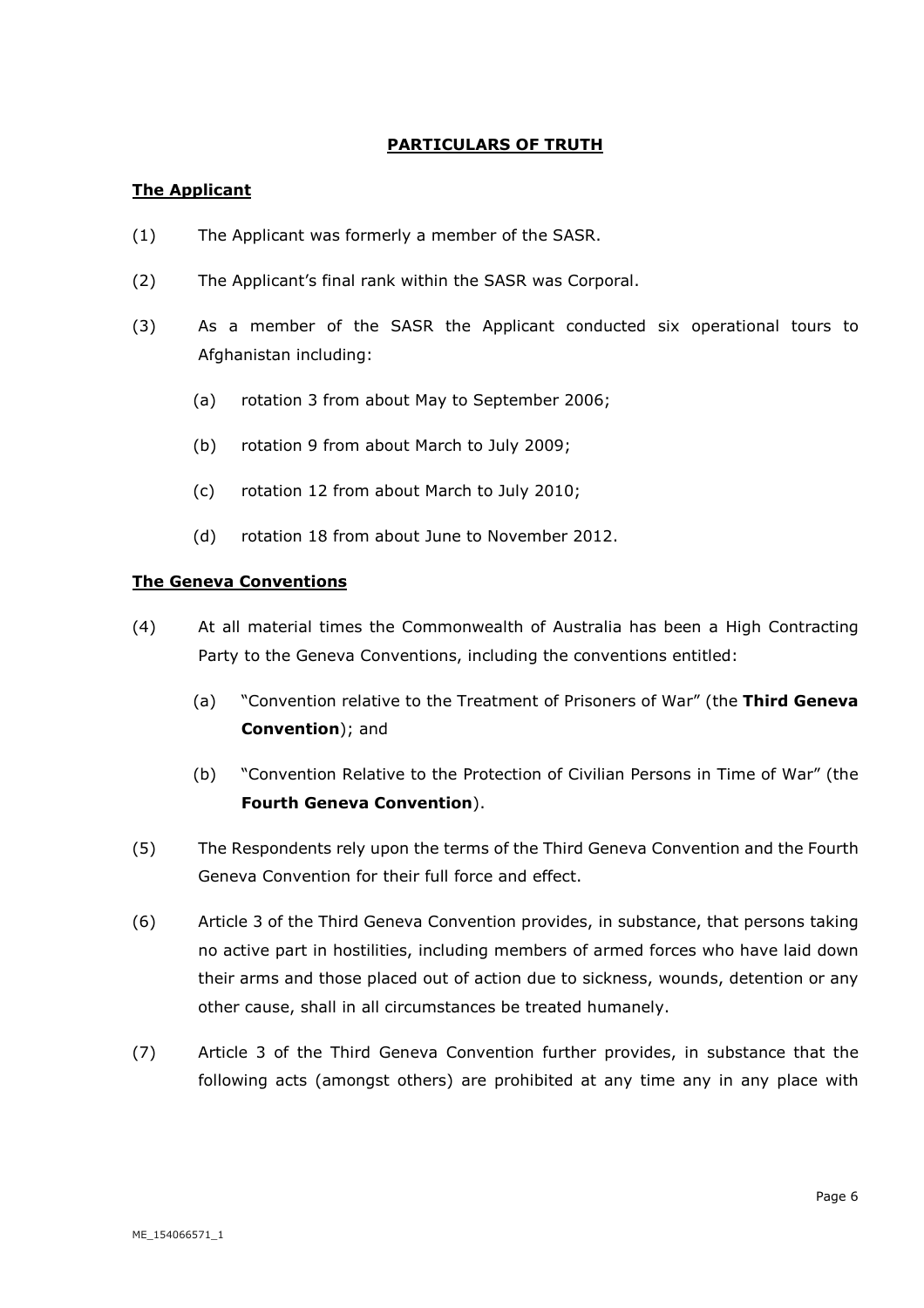## PARTICULARS OF TRUTH

### The Applicant

(1) The Applicant was formerly a member of the SASR.

(2) The Applicant's final rank within the SASR was Corporal.

(3) As a member of the SASR the Applicant conducted six operational tours to Afghanistan including:

  (a) rotation 3 from about May to September 2006;

  (b) rotation 9 from about March to July 2009;

  (c) rotation 12 from about March to July 2010;

  (d) rotation 18 from about June to November 2012.

### The Geneva Conventions

(4) At all material times the Commonwealth of Australia has been a High Contracting Party to the Geneva Conventions, including the conventions entitled:

  (a) "Convention relative to the Treatment of Prisoners of War" (the **Third Geneva Convention**); and

  (b) "Convention Relative to the Protection of Civilian Persons in Time of War" (the **Fourth Geneva Convention**).

(5) The Respondents rely upon the terms of the Third Geneva Convention and the Fourth Geneva Convention for their full force and effect.

(6) Article 3 of the Third Geneva Convention provides, in substance, that persons taking no active part in hostilities, including members of armed forces who have laid down their arms and those placed out of action due to sickness, wounds, detention or any other cause, shall in all circumstances be treated humanely.

(7) Article 3 of the Third Geneva Convention further provides, in substance that the following acts (amongst others) are prohibited at any time any in any place with

ME_154066571_1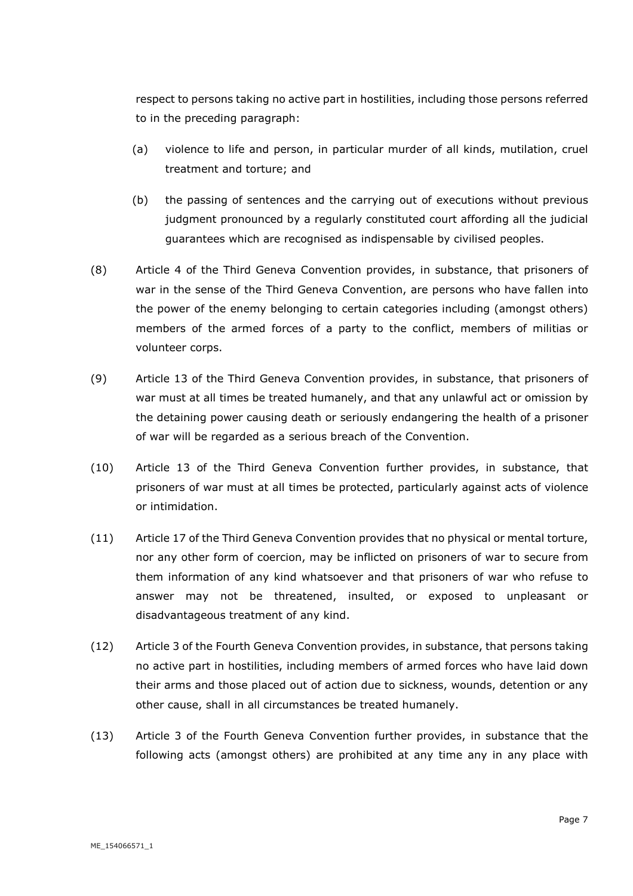respect to persons taking no active part in hostilities, including those persons referred to in the preceding paragraph:

(a) violence to life and person, in particular murder of all kinds, mutilation, cruel treatment and torture; and

(b) the passing of sentences and the carrying out of executions without previous judgment pronounced by a regularly constituted court affording all the judicial guarantees which are recognised as indispensable by civilised peoples.

(8) Article 4 of the Third Geneva Convention provides, in substance, that prisoners of war in the sense of the Third Geneva Convention, are persons who have fallen into the power of the enemy belonging to certain categories including (amongst others) members of the armed forces of a party to the conflict, members of militias or volunteer corps.

(9) Article 13 of the Third Geneva Convention provides, in substance, that prisoners of war must at all times be treated humanely, and that any unlawful act or omission by the detaining power causing death or seriously endangering the health of a prisoner of war will be regarded as a serious breach of the Convention.

(10) Article 13 of the Third Geneva Convention further provides, in substance, that prisoners of war must at all times be protected, particularly against acts of violence or intimidation.

(11) Article 17 of the Third Geneva Convention provides that no physical or mental torture, nor any other form of coercion, may be inflicted on prisoners of war to secure from them information of any kind whatsoever and that prisoners of war who refuse to answer may not be threatened, insulted, or exposed to unpleasant or disadvantageous treatment of any kind.

(12) Article 3 of the Fourth Geneva Convention provides, in substance, that persons taking no active part in hostilities, including members of armed forces who have laid down their arms and those placed out of action due to sickness, wounds, detention or any other cause, shall in all circumstances be treated humanely.

(13) Article 3 of the Fourth Geneva Convention further provides, in substance that the following acts (amongst others) are prohibited at any time any in any place with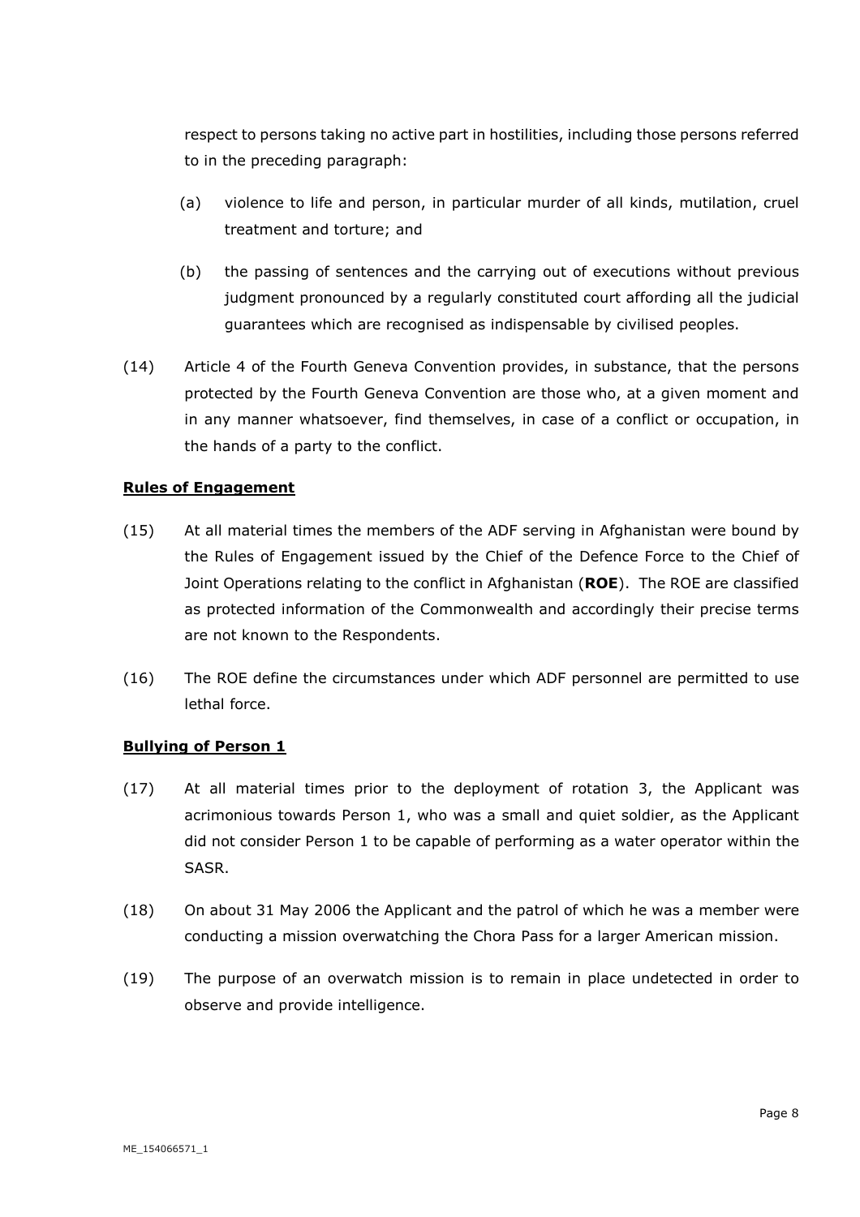respect to persons taking no active part in hostilities, including those persons referred to in the preceding paragraph:

(a) violence to life and person, in particular murder of all kinds, mutilation, cruel treatment and torture; and

(b) the passing of sentences and the carrying out of executions without previous judgment pronounced by a regularly constituted court affording all the judicial guarantees which are recognised as indispensable by civilised peoples.

(14) Article 4 of the Fourth Geneva Convention provides, in substance, that the persons protected by the Fourth Geneva Convention are those who, at a given moment and in any manner whatsoever, find themselves, in case of a conflict or occupation, in the hands of a party to the conflict.

**Rules of Engagement**

(15) At all material times the members of the ADF serving in Afghanistan were bound by the Rules of Engagement issued by the Chief of the Defence Force to the Chief of Joint Operations relating to the conflict in Afghanistan (**ROE**). The ROE are classified as protected information of the Commonwealth and accordingly their precise terms are not known to the Respondents.

(16) The ROE define the circumstances under which ADF personnel are permitted to use lethal force.

**Bullying of Person 1**

(17) At all material times prior to the deployment of rotation 3, the Applicant was acrimonious towards Person 1, who was a small and quiet soldier, as the Applicant did not consider Person 1 to be capable of performing as a water operator within the SASR.

(18) On about 31 May 2006 the Applicant and the patrol of which he was a member were conducting a mission overwatching the Chora Pass for a larger American mission.

(19) The purpose of an overwatch mission is to remain in place undetected in order to observe and provide intelligence.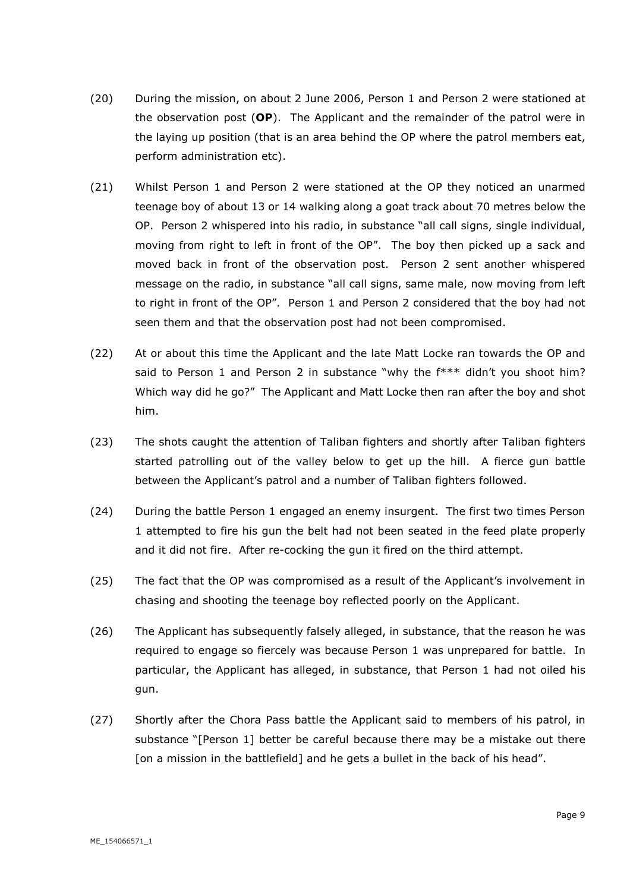(20) During the mission, on about 2 June 2006, Person 1 and Person 2 were stationed at the observation post (**OP**). The Applicant and the remainder of the patrol were in the laying up position (that is an area behind the OP where the patrol members eat, perform administration etc).

(21) Whilst Person 1 and Person 2 were stationed at the OP they noticed an unarmed teenage boy of about 13 or 14 walking along a goat track about 70 metres below the OP. Person 2 whispered into his radio, in substance "all call signs, single individual, moving from right to left in front of the OP". The boy then picked up a sack and moved back in front of the observation post. Person 2 sent another whispered message on the radio, in substance "all call signs, same male, now moving from left to right in front of the OP". Person 1 and Person 2 considered that the boy had not seen them and that the observation post had not been compromised.

(22) At or about this time the Applicant and the late Matt Locke ran towards the OP and said to Person 1 and Person 2 in substance "why the f*** didn't you shoot him? Which way did he go?" The Applicant and Matt Locke then ran after the boy and shot him.

(23) The shots caught the attention of Taliban fighters and shortly after Taliban fighters started patrolling out of the valley below to get up the hill. A fierce gun battle between the Applicant's patrol and a number of Taliban fighters followed.

(24) During the battle Person 1 engaged an enemy insurgent. The first two times Person 1 attempted to fire his gun the belt had not been seated in the feed plate properly and it did not fire. After re-cocking the gun it fired on the third attempt.

(25) The fact that the OP was compromised as a result of the Applicant's involvement in chasing and shooting the teenage boy reflected poorly on the Applicant.

(26) The Applicant has subsequently falsely alleged, in substance, that the reason he was required to engage so fiercely was because Person 1 was unprepared for battle. In particular, the Applicant has alleged, in substance, that Person 1 had not oiled his gun.

(27) Shortly after the Chora Pass battle the Applicant said to members of his patrol, in substance "[Person 1] better be careful because there may be a mistake out there [on a mission in the battlefield] and he gets a bullet in the back of his head".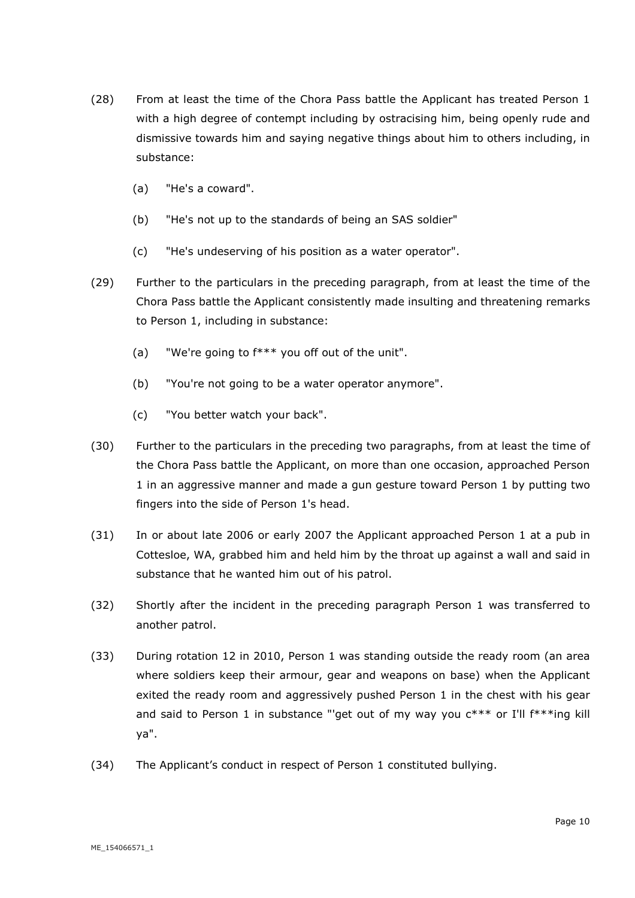(28) From at least the time of the Chora Pass battle the Applicant has treated Person 1 with a high degree of contempt including by ostracising him, being openly rude and dismissive towards him and saying negative things about him to others including, in substance:

(a) "He's a coward".

(b) "He's not up to the standards of being an SAS soldier"

(c) "He's undeserving of his position as a water operator".

(29) Further to the particulars in the preceding paragraph, from at least the time of the Chora Pass battle the Applicant consistently made insulting and threatening remarks to Person 1, including in substance:

(a) "We're going to f*** you off out of the unit".

(b) "You're not going to be a water operator anymore".

(c) "You better watch your back".

(30) Further to the particulars in the preceding two paragraphs, from at least the time of the Chora Pass battle the Applicant, on more than one occasion, approached Person 1 in an aggressive manner and made a gun gesture toward Person 1 by putting two fingers into the side of Person 1's head.

(31) In or about late 2006 or early 2007 the Applicant approached Person 1 at a pub in Cottesloe, WA, grabbed him and held him by the throat up against a wall and said in substance that he wanted him out of his patrol.

(32) Shortly after the incident in the preceding paragraph Person 1 was transferred to another patrol.

(33) During rotation 12 in 2010, Person 1 was standing outside the ready room (an area where soldiers keep their armour, gear and weapons on base) when the Applicant exited the ready room and aggressively pushed Person 1 in the chest with his gear and said to Person 1 in substance "'get out of my way you c*** or I'll f***ing kill ya".

(34) The Applicant's conduct in respect of Person 1 constituted bullying.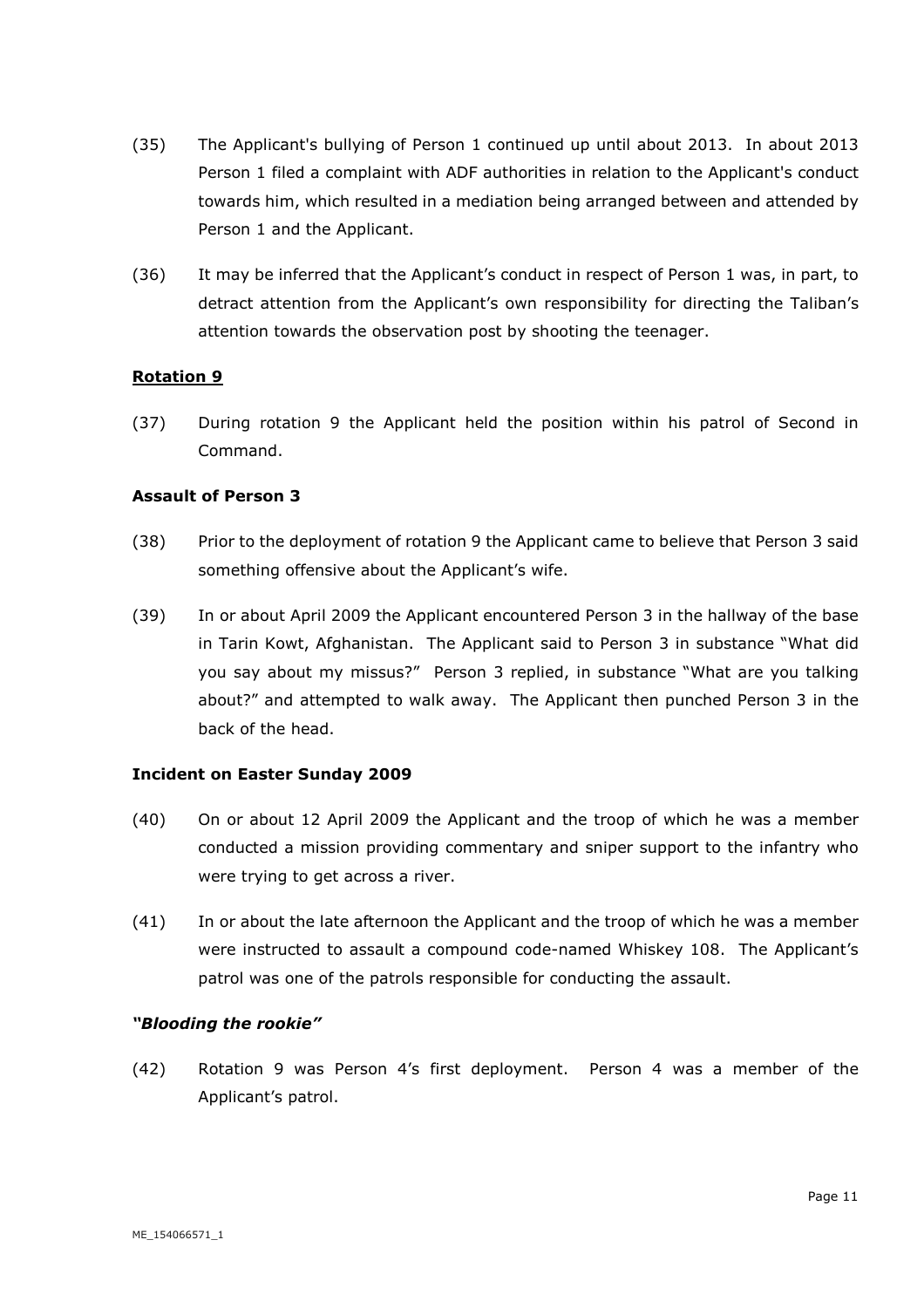(35) The Applicant's bullying of Person 1 continued up until about 2013. In about 2013 Person 1 filed a complaint with ADF authorities in relation to the Applicant's conduct towards him, which resulted in a mediation being arranged between and attended by Person 1 and the Applicant.

(36) It may be inferred that the Applicant's conduct in respect of Person 1 was, in part, to detract attention from the Applicant's own responsibility for directing the Taliban's attention towards the observation post by shooting the teenager.

**Rotation 9**

(37) During rotation 9 the Applicant held the position within his patrol of Second in Command.

**Assault of Person 3**

(38) Prior to the deployment of rotation 9 the Applicant came to believe that Person 3 said something offensive about the Applicant's wife.

(39) In or about April 2009 the Applicant encountered Person 3 in the hallway of the base in Tarin Kowt, Afghanistan. The Applicant said to Person 3 in substance "What did you say about my missus?" Person 3 replied, in substance "What are you talking about?" and attempted to walk away. The Applicant then punched Person 3 in the back of the head.

**Incident on Easter Sunday 2009**

(40) On or about 12 April 2009 the Applicant and the troop of which he was a member conducted a mission providing commentary and sniper support to the infantry who were trying to get across a river.

(41) In or about the late afternoon the Applicant and the troop of which he was a member were instructed to assault a compound code-named Whiskey 108. The Applicant's patrol was one of the patrols responsible for conducting the assault.

***"Blooding the rookie"***

(42) Rotation 9 was Person 4's first deployment. Person 4 was a member of the Applicant's patrol.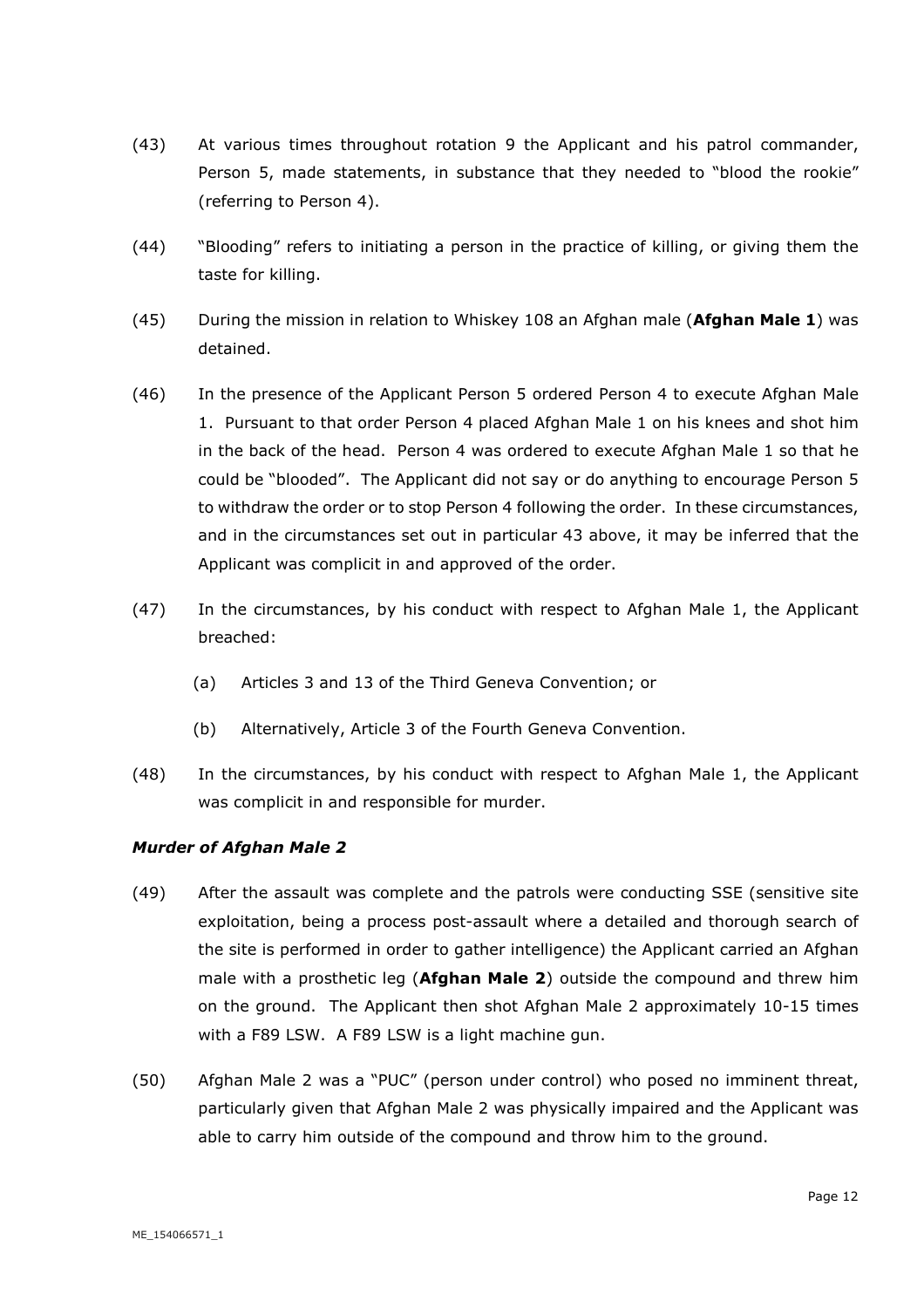(43) At various times throughout rotation 9 the Applicant and his patrol commander, Person 5, made statements, in substance that they needed to "blood the rookie" (referring to Person 4).

(44) "Blooding" refers to initiating a person in the practice of killing, or giving them the taste for killing.

(45) During the mission in relation to Whiskey 108 an Afghan male (**Afghan Male 1**) was detained.

(46) In the presence of the Applicant Person 5 ordered Person 4 to execute Afghan Male 1. Pursuant to that order Person 4 placed Afghan Male 1 on his knees and shot him in the back of the head. Person 4 was ordered to execute Afghan Male 1 so that he could be "blooded". The Applicant did not say or do anything to encourage Person 5 to withdraw the order or to stop Person 4 following the order. In these circumstances, and in the circumstances set out in particular 43 above, it may be inferred that the Applicant was complicit in and approved of the order.

(47) In the circumstances, by his conduct with respect to Afghan Male 1, the Applicant breached:

(a) Articles 3 and 13 of the Third Geneva Convention; or

(b) Alternatively, Article 3 of the Fourth Geneva Convention.

(48) In the circumstances, by his conduct with respect to Afghan Male 1, the Applicant was complicit in and responsible for murder.

***Murder of Afghan Male 2***

(49) After the assault was complete and the patrols were conducting SSE (sensitive site exploitation, being a process post-assault where a detailed and thorough search of the site is performed in order to gather intelligence) the Applicant carried an Afghan male with a prosthetic leg (**Afghan Male 2**) outside the compound and threw him on the ground. The Applicant then shot Afghan Male 2 approximately 10-15 times with a F89 LSW. A F89 LSW is a light machine gun.

(50) Afghan Male 2 was a "PUC" (person under control) who posed no imminent threat, particularly given that Afghan Male 2 was physically impaired and the Applicant was able to carry him outside of the compound and throw him to the ground.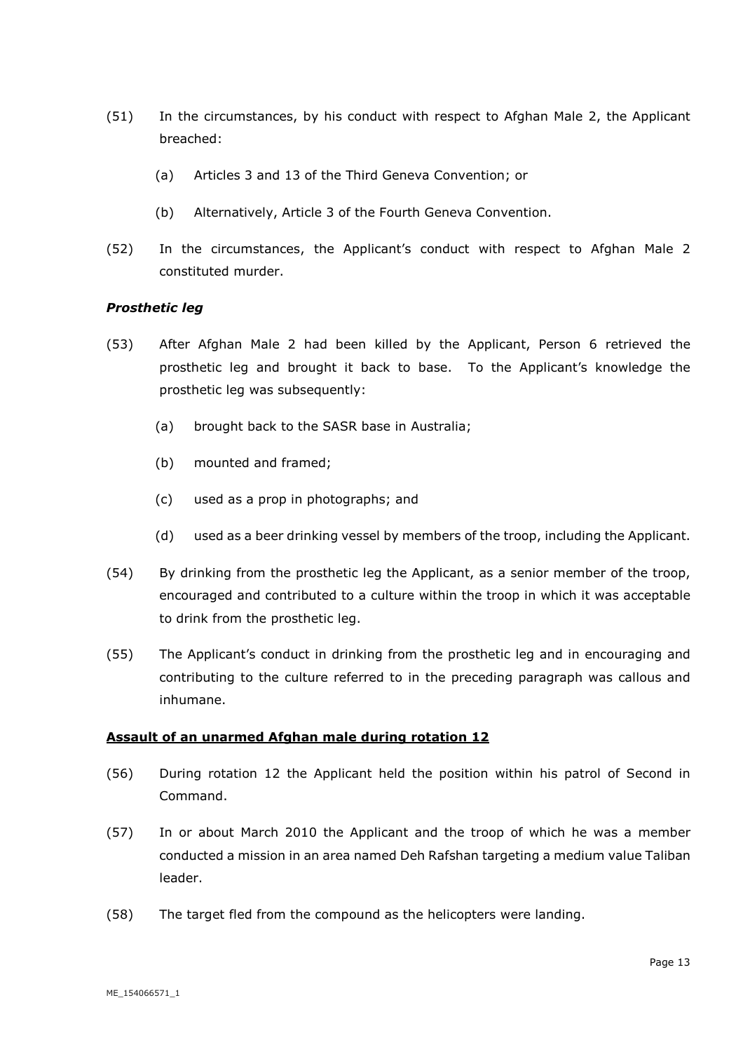(51) In the circumstances, by his conduct with respect to Afghan Male 2, the Applicant breached:

(a) Articles 3 and 13 of the Third Geneva Convention; or

(b) Alternatively, Article 3 of the Fourth Geneva Convention.

(52) In the circumstances, the Applicant's conduct with respect to Afghan Male 2 constituted murder.

***Prosthetic leg***

(53) After Afghan Male 2 had been killed by the Applicant, Person 6 retrieved the prosthetic leg and brought it back to base. To the Applicant's knowledge the prosthetic leg was subsequently:

(a) brought back to the SASR base in Australia;

(b) mounted and framed;

(c) used as a prop in photographs; and

(d) used as a beer drinking vessel by members of the troop, including the Applicant.

(54) By drinking from the prosthetic leg the Applicant, as a senior member of the troop, encouraged and contributed to a culture within the troop in which it was acceptable to drink from the prosthetic leg.

(55) The Applicant's conduct in drinking from the prosthetic leg and in encouraging and contributing to the culture referred to in the preceding paragraph was callous and inhumane.

**Assault of an unarmed Afghan male during rotation 12**

(56) During rotation 12 the Applicant held the position within his patrol of Second in Command.

(57) In or about March 2010 the Applicant and the troop of which he was a member conducted a mission in an area named Deh Rafshan targeting a medium value Taliban leader.

(58) The target fled from the compound as the helicopters were landing.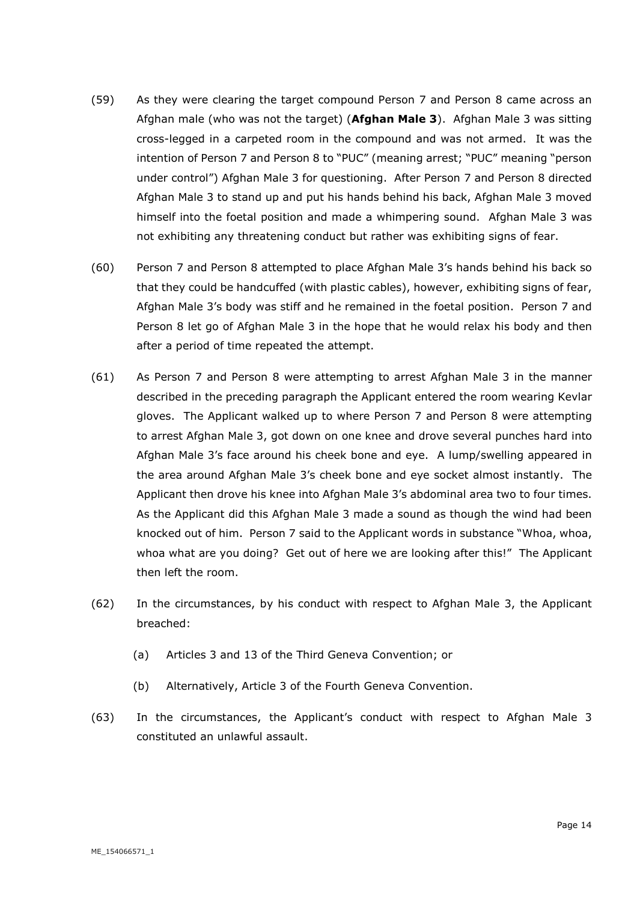(59) As they were clearing the target compound Person 7 and Person 8 came across an Afghan male (who was not the target) (**Afghan Male 3**). Afghan Male 3 was sitting cross-legged in a carpeted room in the compound and was not armed. It was the intention of Person 7 and Person 8 to "PUC" (meaning arrest; "PUC" meaning "person under control") Afghan Male 3 for questioning. After Person 7 and Person 8 directed Afghan Male 3 to stand up and put his hands behind his back, Afghan Male 3 moved himself into the foetal position and made a whimpering sound. Afghan Male 3 was not exhibiting any threatening conduct but rather was exhibiting signs of fear.

(60) Person 7 and Person 8 attempted to place Afghan Male 3's hands behind his back so that they could be handcuffed (with plastic cables), however, exhibiting signs of fear, Afghan Male 3's body was stiff and he remained in the foetal position. Person 7 and Person 8 let go of Afghan Male 3 in the hope that he would relax his body and then after a period of time repeated the attempt.

(61) As Person 7 and Person 8 were attempting to arrest Afghan Male 3 in the manner described in the preceding paragraph the Applicant entered the room wearing Kevlar gloves. The Applicant walked up to where Person 7 and Person 8 were attempting to arrest Afghan Male 3, got down on one knee and drove several punches hard into Afghan Male 3's face around his cheek bone and eye. A lump/swelling appeared in the area around Afghan Male 3's cheek bone and eye socket almost instantly. The Applicant then drove his knee into Afghan Male 3's abdominal area two to four times. As the Applicant did this Afghan Male 3 made a sound as though the wind had been knocked out of him. Person 7 said to the Applicant words in substance "Whoa, whoa, whoa what are you doing? Get out of here we are looking after this!" The Applicant then left the room.

(62) In the circumstances, by his conduct with respect to Afghan Male 3, the Applicant breached:

(a) Articles 3 and 13 of the Third Geneva Convention; or

(b) Alternatively, Article 3 of the Fourth Geneva Convention.

(63) In the circumstances, the Applicant's conduct with respect to Afghan Male 3 constituted an unlawful assault.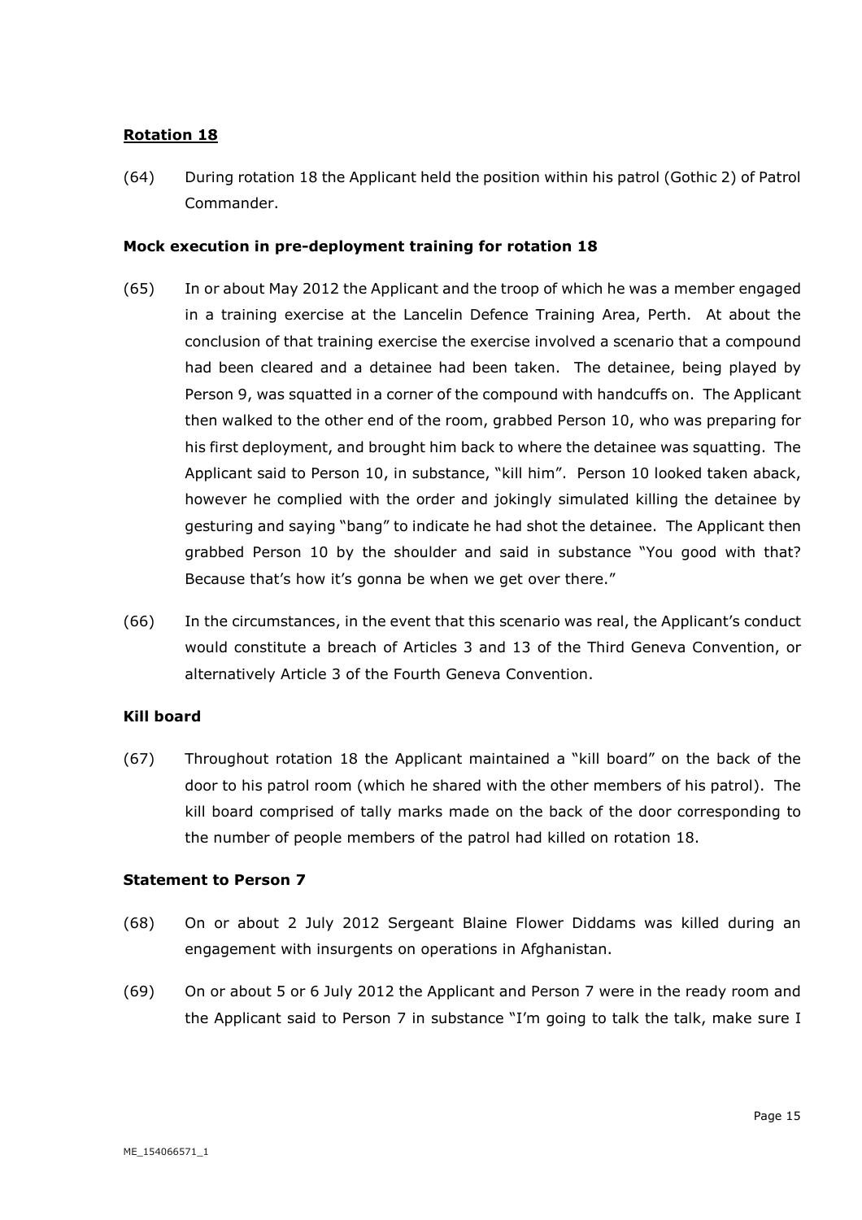## **Rotation 18**

(64) During rotation 18 the Applicant held the position within his patrol (Gothic 2) of Patrol Commander.

### **Mock execution in pre-deployment training for rotation 18**

(65) In or about May 2012 the Applicant and the troop of which he was a member engaged in a training exercise at the Lancelin Defence Training Area, Perth. At about the conclusion of that training exercise the exercise involved a scenario that a compound had been cleared and a detainee had been taken. The detainee, being played by Person 9, was squatted in a corner of the compound with handcuffs on. The Applicant then walked to the other end of the room, grabbed Person 10, who was preparing for his first deployment, and brought him back to where the detainee was squatting. The Applicant said to Person 10, in substance, "kill him". Person 10 looked taken aback, however he complied with the order and jokingly simulated killing the detainee by gesturing and saying "bang" to indicate he had shot the detainee. The Applicant then grabbed Person 10 by the shoulder and said in substance "You good with that? Because that's how it's gonna be when we get over there."

(66) In the circumstances, in the event that this scenario was real, the Applicant's conduct would constitute a breach of Articles 3 and 13 of the Third Geneva Convention, or alternatively Article 3 of the Fourth Geneva Convention.

### **Kill board**

(67) Throughout rotation 18 the Applicant maintained a "kill board" on the back of the door to his patrol room (which he shared with the other members of his patrol). The kill board comprised of tally marks made on the back of the door corresponding to the number of people members of the patrol had killed on rotation 18.

### **Statement to Person 7**

(68) On or about 2 July 2012 Sergeant Blaine Flower Diddams was killed during an engagement with insurgents on operations in Afghanistan.

(69) On or about 5 or 6 July 2012 the Applicant and Person 7 were in the ready room and the Applicant said to Person 7 in substance "I'm going to talk the talk, make sure I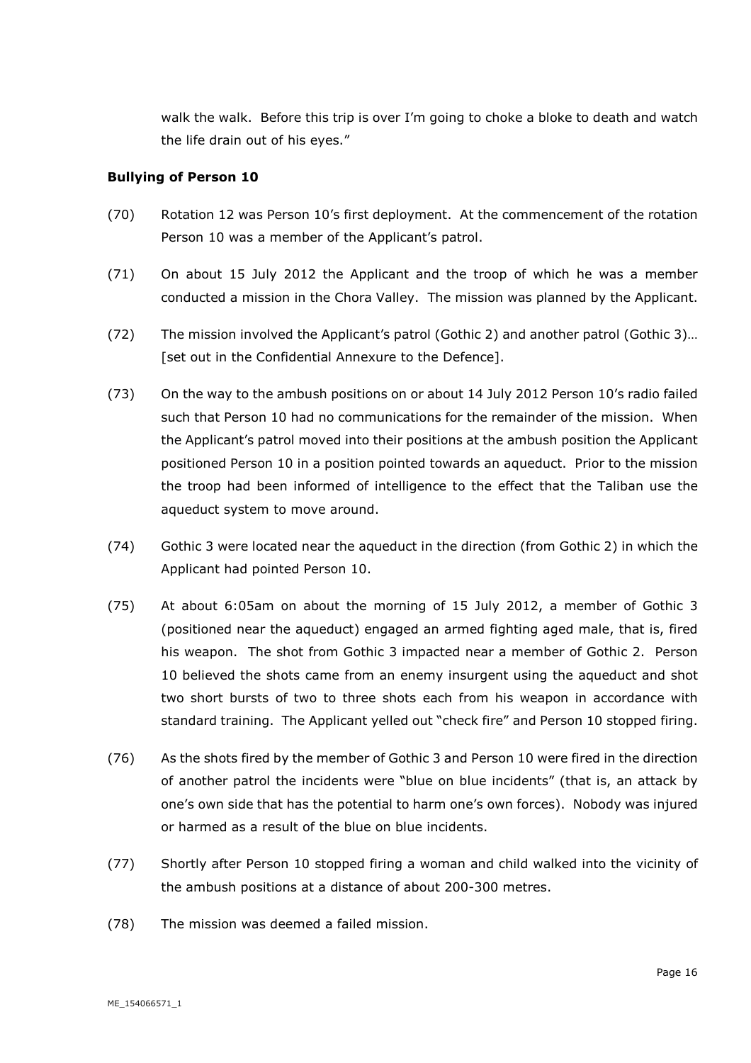walk the walk. Before this trip is over I'm going to choke a bloke to death and watch the life drain out of his eyes."

**Bullying of Person 10**

(70) Rotation 12 was Person 10's first deployment. At the commencement of the rotation Person 10 was a member of the Applicant's patrol.

(71) On about 15 July 2012 the Applicant and the troop of which he was a member conducted a mission in the Chora Valley. The mission was planned by the Applicant.

(72) The mission involved the Applicant's patrol (Gothic 2) and another patrol (Gothic 3)… [set out in the Confidential Annexure to the Defence].

(73) On the way to the ambush positions on or about 14 July 2012 Person 10's radio failed such that Person 10 had no communications for the remainder of the mission. When the Applicant's patrol moved into their positions at the ambush position the Applicant positioned Person 10 in a position pointed towards an aqueduct. Prior to the mission the troop had been informed of intelligence to the effect that the Taliban use the aqueduct system to move around.

(74) Gothic 3 were located near the aqueduct in the direction (from Gothic 2) in which the Applicant had pointed Person 10.

(75) At about 6:05am on about the morning of 15 July 2012, a member of Gothic 3 (positioned near the aqueduct) engaged an armed fighting aged male, that is, fired his weapon. The shot from Gothic 3 impacted near a member of Gothic 2. Person 10 believed the shots came from an enemy insurgent using the aqueduct and shot two short bursts of two to three shots each from his weapon in accordance with standard training. The Applicant yelled out "check fire" and Person 10 stopped firing.

(76) As the shots fired by the member of Gothic 3 and Person 10 were fired in the direction of another patrol the incidents were "blue on blue incidents" (that is, an attack by one's own side that has the potential to harm one's own forces). Nobody was injured or harmed as a result of the blue on blue incidents.

(77) Shortly after Person 10 stopped firing a woman and child walked into the vicinity of the ambush positions at a distance of about 200-300 metres.

(78) The mission was deemed a failed mission.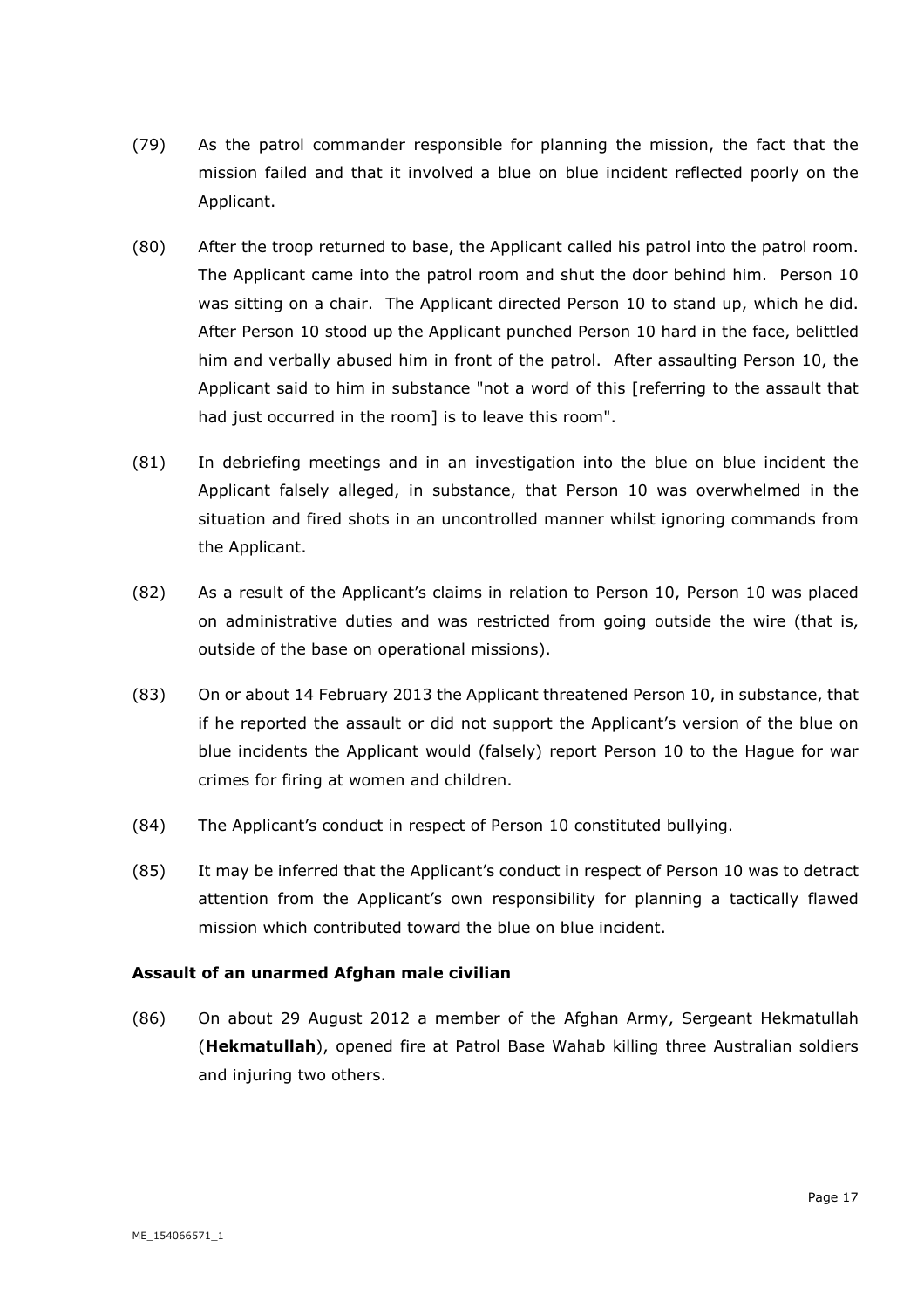(79) As the patrol commander responsible for planning the mission, the fact that the mission failed and that it involved a blue on blue incident reflected poorly on the Applicant.

(80) After the troop returned to base, the Applicant called his patrol into the patrol room. The Applicant came into the patrol room and shut the door behind him. Person 10 was sitting on a chair. The Applicant directed Person 10 to stand up, which he did. After Person 10 stood up the Applicant punched Person 10 hard in the face, belittled him and verbally abused him in front of the patrol. After assaulting Person 10, the Applicant said to him in substance "not a word of this [referring to the assault that had just occurred in the room] is to leave this room".

(81) In debriefing meetings and in an investigation into the blue on blue incident the Applicant falsely alleged, in substance, that Person 10 was overwhelmed in the situation and fired shots in an uncontrolled manner whilst ignoring commands from the Applicant.

(82) As a result of the Applicant's claims in relation to Person 10, Person 10 was placed on administrative duties and was restricted from going outside the wire (that is, outside of the base on operational missions).

(83) On or about 14 February 2013 the Applicant threatened Person 10, in substance, that if he reported the assault or did not support the Applicant's version of the blue on blue incidents the Applicant would (falsely) report Person 10 to the Hague for war crimes for firing at women and children.

(84) The Applicant's conduct in respect of Person 10 constituted bullying.

(85) It may be inferred that the Applicant's conduct in respect of Person 10 was to detract attention from the Applicant's own responsibility for planning a tactically flawed mission which contributed toward the blue on blue incident.

**Assault of an unarmed Afghan male civilian**

(86) On about 29 August 2012 a member of the Afghan Army, Sergeant Hekmatullah (**Hekmatullah**), opened fire at Patrol Base Wahab killing three Australian soldiers and injuring two others.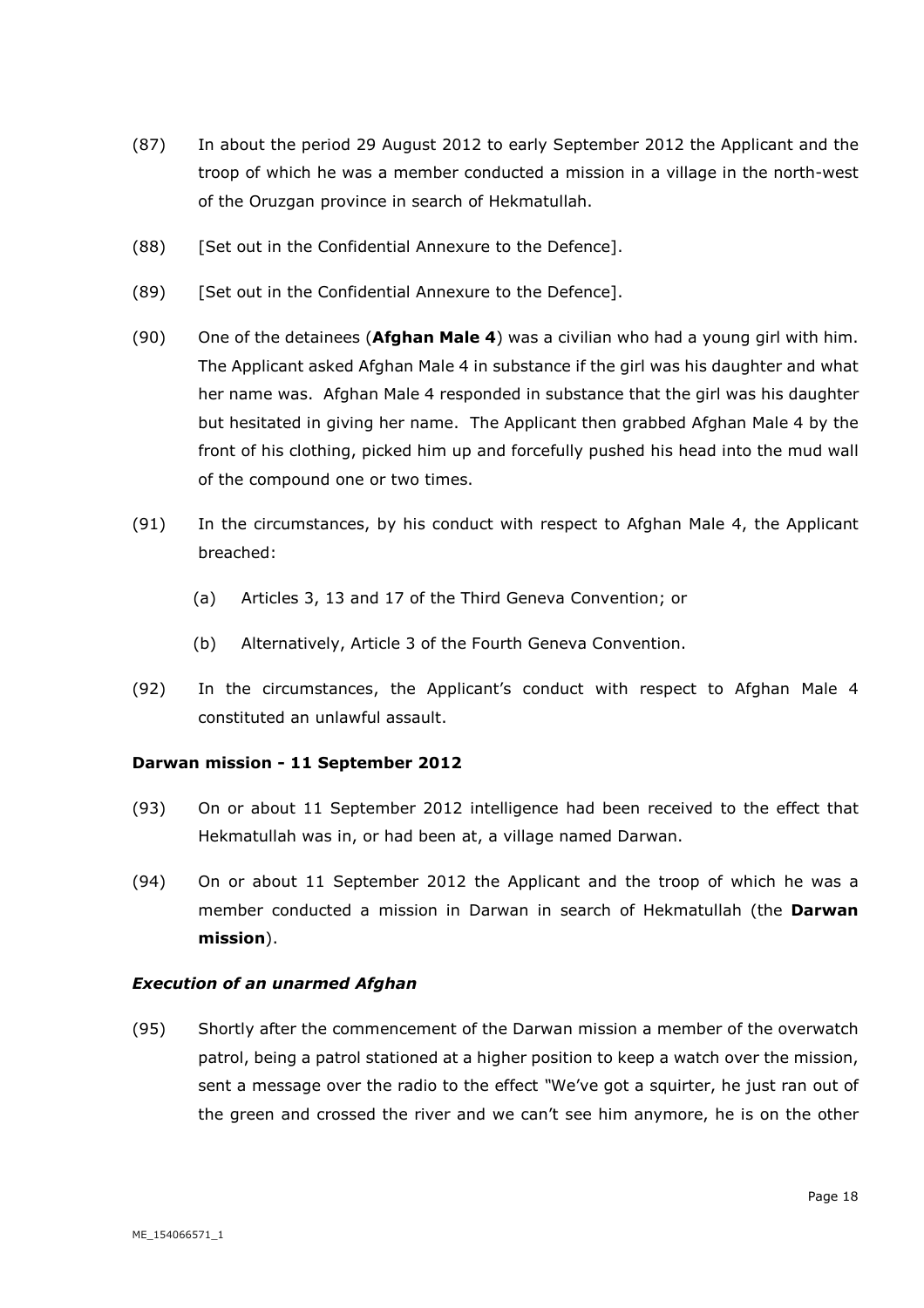(87) In about the period 29 August 2012 to early September 2012 the Applicant and the troop of which he was a member conducted a mission in a village in the north-west of the Oruzgan province in search of Hekmatullah.

(88) [Set out in the Confidential Annexure to the Defence].

(89) [Set out in the Confidential Annexure to the Defence].

(90) One of the detainees (**Afghan Male 4**) was a civilian who had a young girl with him. The Applicant asked Afghan Male 4 in substance if the girl was his daughter and what her name was. Afghan Male 4 responded in substance that the girl was his daughter but hesitated in giving her name. The Applicant then grabbed Afghan Male 4 by the front of his clothing, picked him up and forcefully pushed his head into the mud wall of the compound one or two times.

(91) In the circumstances, by his conduct with respect to Afghan Male 4, the Applicant breached:

  (a) Articles 3, 13 and 17 of the Third Geneva Convention; or

  (b) Alternatively, Article 3 of the Fourth Geneva Convention.

(92) In the circumstances, the Applicant's conduct with respect to Afghan Male 4 constituted an unlawful assault.

**Darwan mission - 11 September 2012**

(93) On or about 11 September 2012 intelligence had been received to the effect that Hekmatullah was in, or had been at, a village named Darwan.

(94) On or about 11 September 2012 the Applicant and the troop of which he was a member conducted a mission in Darwan in search of Hekmatullah (the **Darwan mission**).

***Execution of an unarmed Afghan***

(95) Shortly after the commencement of the Darwan mission a member of the overwatch patrol, being a patrol stationed at a higher position to keep a watch over the mission, sent a message over the radio to the effect "We've got a squirter, he just ran out of the green and crossed the river and we can't see him anymore, he is on the other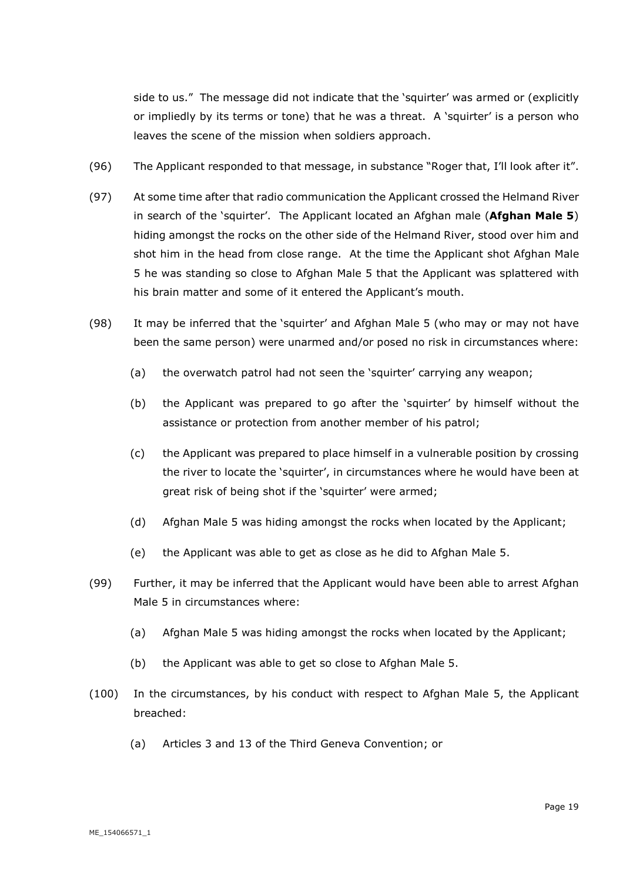side to us." The message did not indicate that the 'squirter' was armed or (explicitly or impliedly by its terms or tone) that he was a threat. A 'squirter' is a person who leaves the scene of the mission when soldiers approach.

(96) The Applicant responded to that message, in substance "Roger that, I'll look after it".

(97) At some time after that radio communication the Applicant crossed the Helmand River in search of the 'squirter'. The Applicant located an Afghan male (**Afghan Male 5**) hiding amongst the rocks on the other side of the Helmand River, stood over him and shot him in the head from close range. At the time the Applicant shot Afghan Male 5 he was standing so close to Afghan Male 5 that the Applicant was splattered with his brain matter and some of it entered the Applicant's mouth.

(98) It may be inferred that the 'squirter' and Afghan Male 5 (who may or may not have been the same person) were unarmed and/or posed no risk in circumstances where:

(a) the overwatch patrol had not seen the 'squirter' carrying any weapon;

(b) the Applicant was prepared to go after the 'squirter' by himself without the assistance or protection from another member of his patrol;

(c) the Applicant was prepared to place himself in a vulnerable position by crossing the river to locate the 'squirter', in circumstances where he would have been at great risk of being shot if the 'squirter' were armed;

(d) Afghan Male 5 was hiding amongst the rocks when located by the Applicant;

(e) the Applicant was able to get as close as he did to Afghan Male 5.

(99) Further, it may be inferred that the Applicant would have been able to arrest Afghan Male 5 in circumstances where:

(a) Afghan Male 5 was hiding amongst the rocks when located by the Applicant;

(b) the Applicant was able to get so close to Afghan Male 5.

(100) In the circumstances, by his conduct with respect to Afghan Male 5, the Applicant breached:

(a) Articles 3 and 13 of the Third Geneva Convention; or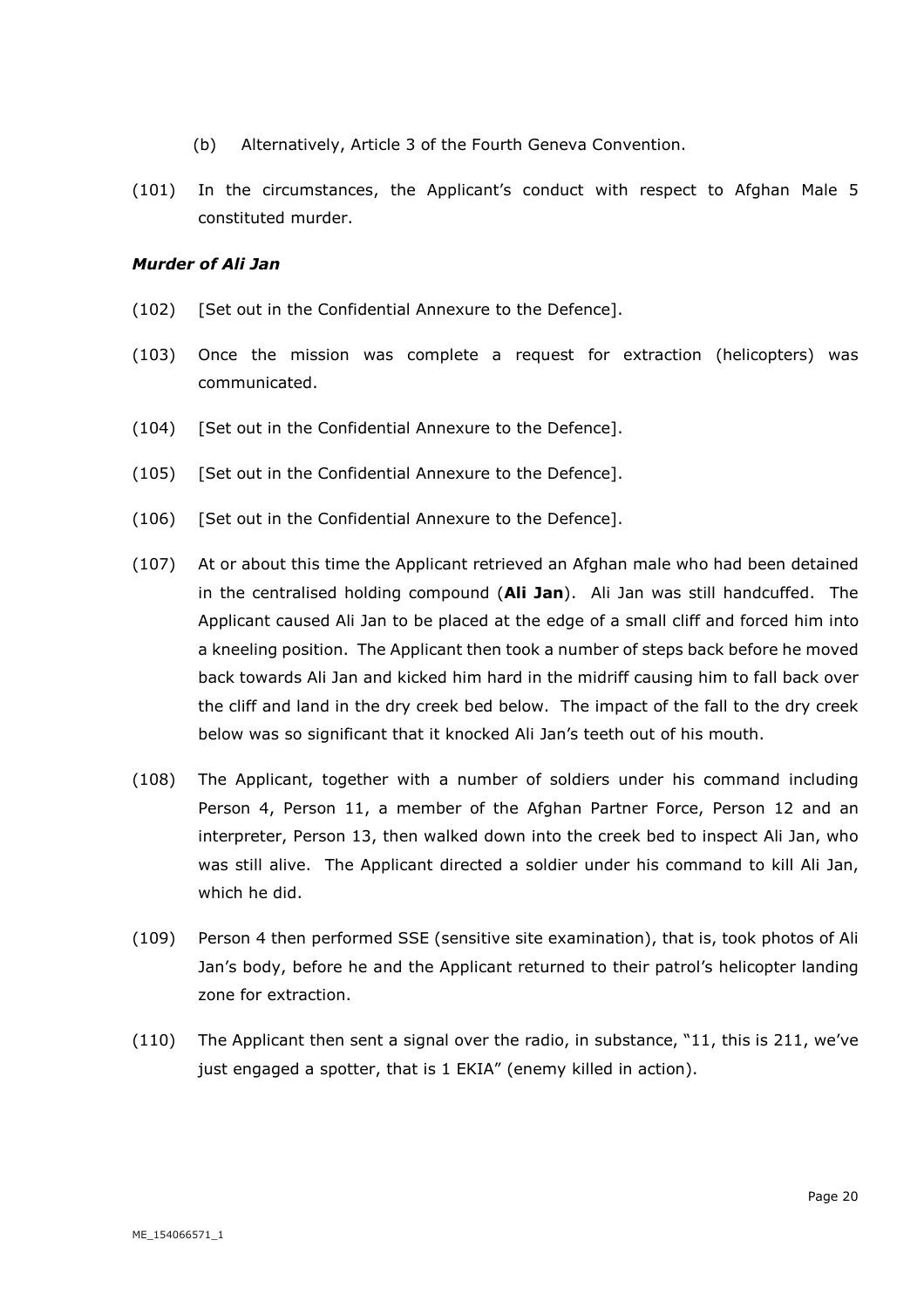(b) Alternatively, Article 3 of the Fourth Geneva Convention.

(101) In the circumstances, the Applicant's conduct with respect to Afghan Male 5 constituted murder.

***Murder of Ali Jan***

(102) [Set out in the Confidential Annexure to the Defence].

(103) Once the mission was complete a request for extraction (helicopters) was communicated.

(104) [Set out in the Confidential Annexure to the Defence].

(105) [Set out in the Confidential Annexure to the Defence].

(106) [Set out in the Confidential Annexure to the Defence].

(107) At or about this time the Applicant retrieved an Afghan male who had been detained in the centralised holding compound (**Ali Jan**). Ali Jan was still handcuffed. The Applicant caused Ali Jan to be placed at the edge of a small cliff and forced him into a kneeling position. The Applicant then took a number of steps back before he moved back towards Ali Jan and kicked him hard in the midriff causing him to fall back over the cliff and land in the dry creek bed below. The impact of the fall to the dry creek below was so significant that it knocked Ali Jan's teeth out of his mouth.

(108) The Applicant, together with a number of soldiers under his command including Person 4, Person 11, a member of the Afghan Partner Force, Person 12 and an interpreter, Person 13, then walked down into the creek bed to inspect Ali Jan, who was still alive. The Applicant directed a soldier under his command to kill Ali Jan, which he did.

(109) Person 4 then performed SSE (sensitive site examination), that is, took photos of Ali Jan's body, before he and the Applicant returned to their patrol's helicopter landing zone for extraction.

(110) The Applicant then sent a signal over the radio, in substance, "11, this is 211, we've just engaged a spotter, that is 1 EKIA" (enemy killed in action).

ME_154066571_1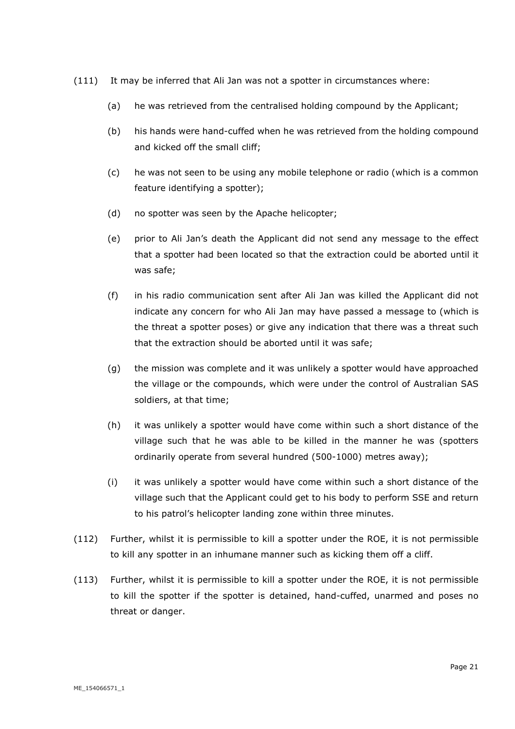(111) It may be inferred that Ali Jan was not a spotter in circumstances where:

(a) he was retrieved from the centralised holding compound by the Applicant;

(b) his hands were hand-cuffed when he was retrieved from the holding compound and kicked off the small cliff;

(c) he was not seen to be using any mobile telephone or radio (which is a common feature identifying a spotter);

(d) no spotter was seen by the Apache helicopter;

(e) prior to Ali Jan's death the Applicant did not send any message to the effect that a spotter had been located so that the extraction could be aborted until it was safe;

(f) in his radio communication sent after Ali Jan was killed the Applicant did not indicate any concern for who Ali Jan may have passed a message to (which is the threat a spotter poses) or give any indication that there was a threat such that the extraction should be aborted until it was safe;

(g) the mission was complete and it was unlikely a spotter would have approached the village or the compounds, which were under the control of Australian SAS soldiers, at that time;

(h) it was unlikely a spotter would have come within such a short distance of the village such that he was able to be killed in the manner he was (spotters ordinarily operate from several hundred (500-1000) metres away);

(i) it was unlikely a spotter would have come within such a short distance of the village such that the Applicant could get to his body to perform SSE and return to his patrol's helicopter landing zone within three minutes.

(112) Further, whilst it is permissible to kill a spotter under the ROE, it is not permissible to kill any spotter in an inhumane manner such as kicking them off a cliff.

(113) Further, whilst it is permissible to kill a spotter under the ROE, it is not permissible to kill the spotter if the spotter is detained, hand-cuffed, unarmed and poses no threat or danger.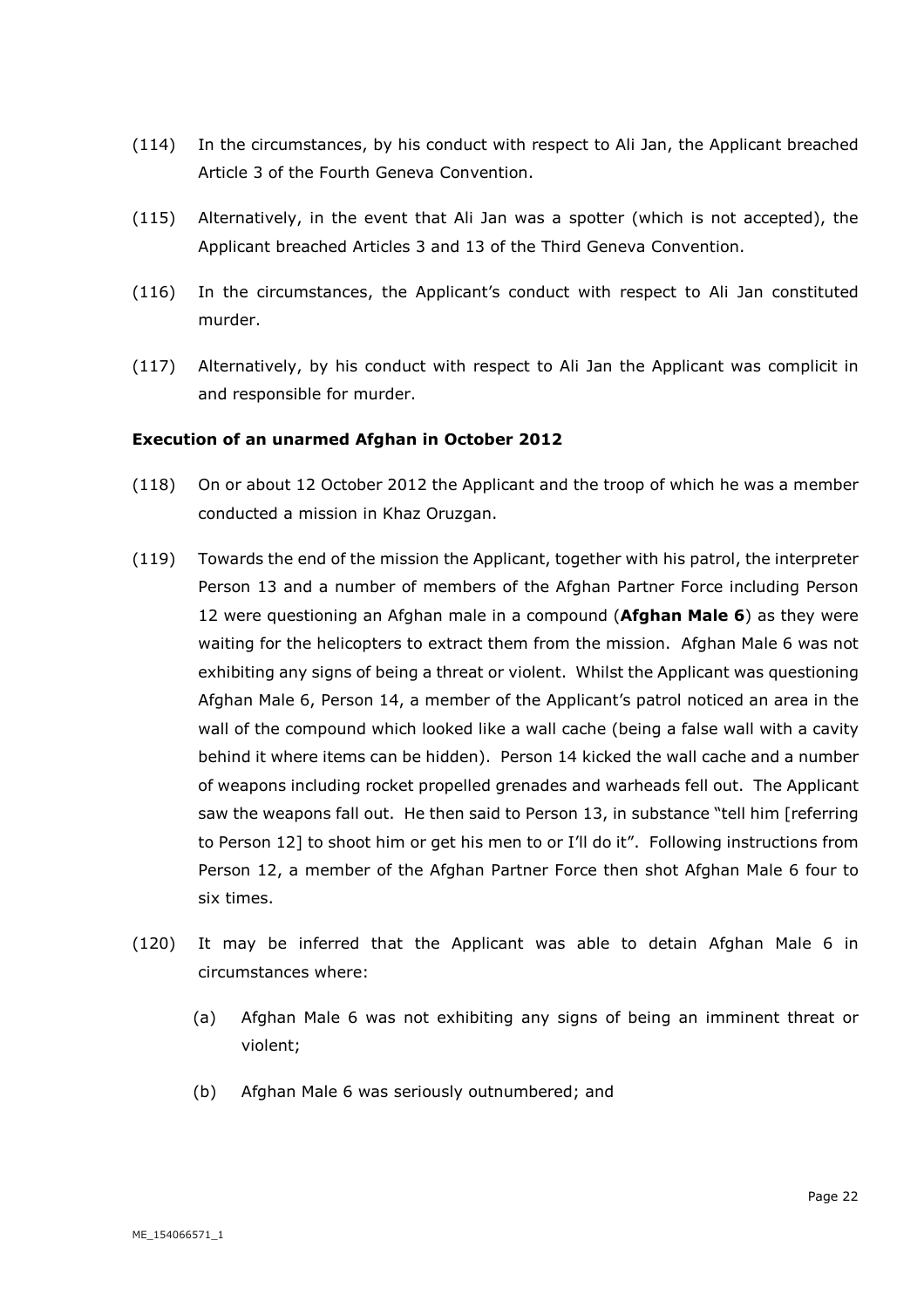(114) In the circumstances, by his conduct with respect to Ali Jan, the Applicant breached Article 3 of the Fourth Geneva Convention.

(115) Alternatively, in the event that Ali Jan was a spotter (which is not accepted), the Applicant breached Articles 3 and 13 of the Third Geneva Convention.

(116) In the circumstances, the Applicant's conduct with respect to Ali Jan constituted murder.

(117) Alternatively, by his conduct with respect to Ali Jan the Applicant was complicit in and responsible for murder.

**Execution of an unarmed Afghan in October 2012**

(118) On or about 12 October 2012 the Applicant and the troop of which he was a member conducted a mission in Khaz Oruzgan.

(119) Towards the end of the mission the Applicant, together with his patrol, the interpreter Person 13 and a number of members of the Afghan Partner Force including Person 12 were questioning an Afghan male in a compound (**Afghan Male 6**) as they were waiting for the helicopters to extract them from the mission. Afghan Male 6 was not exhibiting any signs of being a threat or violent. Whilst the Applicant was questioning Afghan Male 6, Person 14, a member of the Applicant's patrol noticed an area in the wall of the compound which looked like a wall cache (being a false wall with a cavity behind it where items can be hidden). Person 14 kicked the wall cache and a number of weapons including rocket propelled grenades and warheads fell out. The Applicant saw the weapons fall out. He then said to Person 13, in substance "tell him [referring to Person 12] to shoot him or get his men to or I'll do it". Following instructions from Person 12, a member of the Afghan Partner Force then shot Afghan Male 6 four to six times.

(120) It may be inferred that the Applicant was able to detain Afghan Male 6 in circumstances where:

(a) Afghan Male 6 was not exhibiting any signs of being an imminent threat or violent;

(b) Afghan Male 6 was seriously outnumbered; and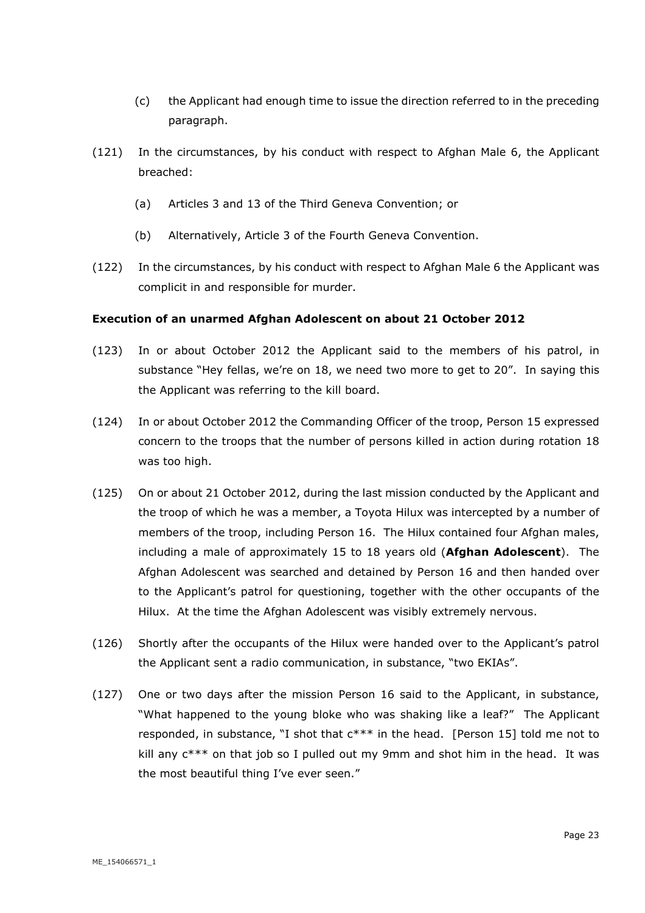(c) the Applicant had enough time to issue the direction referred to in the preceding paragraph.

(121) In the circumstances, by his conduct with respect to Afghan Male 6, the Applicant breached:

(a) Articles 3 and 13 of the Third Geneva Convention; or

(b) Alternatively, Article 3 of the Fourth Geneva Convention.

(122) In the circumstances, by his conduct with respect to Afghan Male 6 the Applicant was complicit in and responsible for murder.

**Execution of an unarmed Afghan Adolescent on about 21 October 2012**

(123) In or about October 2012 the Applicant said to the members of his patrol, in substance "Hey fellas, we're on 18, we need two more to get to 20". In saying this the Applicant was referring to the kill board.

(124) In or about October 2012 the Commanding Officer of the troop, Person 15 expressed concern to the troops that the number of persons killed in action during rotation 18 was too high.

(125) On or about 21 October 2012, during the last mission conducted by the Applicant and the troop of which he was a member, a Toyota Hilux was intercepted by a number of members of the troop, including Person 16. The Hilux contained four Afghan males, including a male of approximately 15 to 18 years old (**Afghan Adolescent**). The Afghan Adolescent was searched and detained by Person 16 and then handed over to the Applicant's patrol for questioning, together with the other occupants of the Hilux. At the time the Afghan Adolescent was visibly extremely nervous.

(126) Shortly after the occupants of the Hilux were handed over to the Applicant's patrol the Applicant sent a radio communication, in substance, "two EKIAs".

(127) One or two days after the mission Person 16 said to the Applicant, in substance, "What happened to the young bloke who was shaking like a leaf?" The Applicant responded, in substance, "I shot that c*** in the head. [Person 15] told me not to kill any c*** on that job so I pulled out my 9mm and shot him in the head. It was the most beautiful thing I've ever seen."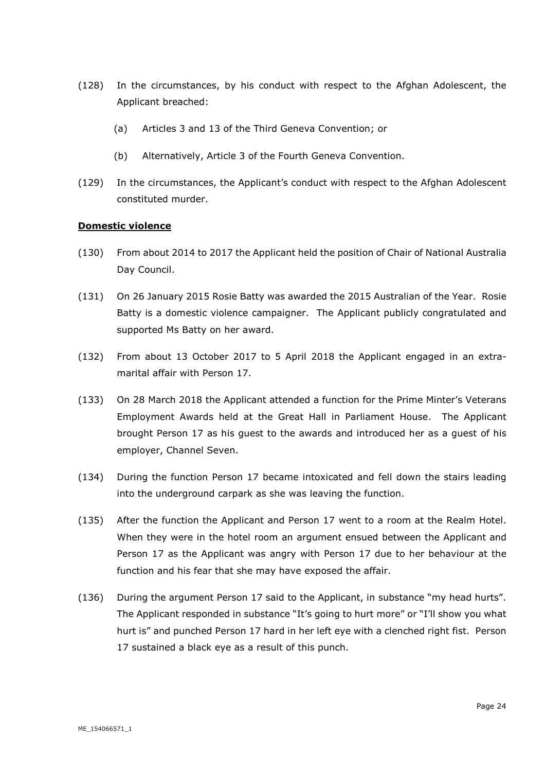(128) In the circumstances, by his conduct with respect to the Afghan Adolescent, the Applicant breached:

(a) Articles 3 and 13 of the Third Geneva Convention; or

(b) Alternatively, Article 3 of the Fourth Geneva Convention.

(129) In the circumstances, the Applicant's conduct with respect to the Afghan Adolescent constituted murder.

**Domestic violence**

(130) From about 2014 to 2017 the Applicant held the position of Chair of National Australia Day Council.

(131) On 26 January 2015 Rosie Batty was awarded the 2015 Australian of the Year. Rosie Batty is a domestic violence campaigner. The Applicant publicly congratulated and supported Ms Batty on her award.

(132) From about 13 October 2017 to 5 April 2018 the Applicant engaged in an extra-marital affair with Person 17.

(133) On 28 March 2018 the Applicant attended a function for the Prime Minter's Veterans Employment Awards held at the Great Hall in Parliament House. The Applicant brought Person 17 as his guest to the awards and introduced her as a guest of his employer, Channel Seven.

(134) During the function Person 17 became intoxicated and fell down the stairs leading into the underground carpark as she was leaving the function.

(135) After the function the Applicant and Person 17 went to a room at the Realm Hotel. When they were in the hotel room an argument ensued between the Applicant and Person 17 as the Applicant was angry with Person 17 due to her behaviour at the function and his fear that she may have exposed the affair.

(136) During the argument Person 17 said to the Applicant, in substance "my head hurts". The Applicant responded in substance "It's going to hurt more" or "I'll show you what hurt is" and punched Person 17 hard in her left eye with a clenched right fist. Person 17 sustained a black eye as a result of this punch.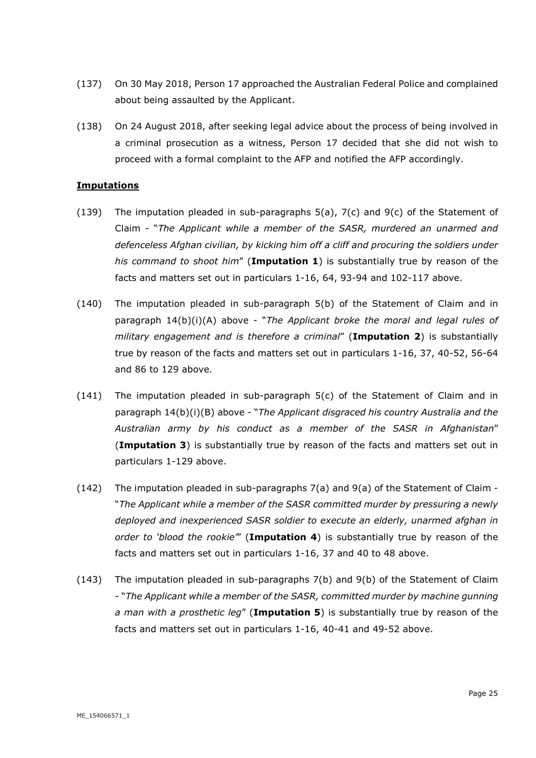(137) On 30 May 2018, Person 17 approached the Australian Federal Police and complained about being assaulted by the Applicant.

(138) On 24 August 2018, after seeking legal advice about the process of being involved in a criminal prosecution as a witness, Person 17 decided that she did not wish to proceed with a formal complaint to the AFP and notified the AFP accordingly.

**<u>Imputations</u>**

(139) The imputation pleaded in sub-paragraphs 5(a), 7(c) and 9(c) of the Statement of Claim - "*The Applicant while a member of the SASR, murdered an unarmed and defenceless Afghan civilian, by kicking him off a cliff and procuring the soldiers under his command to shoot him*" (**Imputation 1**) is substantially true by reason of the facts and matters set out in particulars 1-16, 64, 93-94 and 102-117 above.

(140) The imputation pleaded in sub-paragraph 5(b) of the Statement of Claim and in paragraph 14(b)(i)(A) above - "*The Applicant broke the moral and legal rules of military engagement and is therefore a criminal*" (**Imputation 2**) is substantially true by reason of the facts and matters set out in particulars 1-16, 37, 40-52, 56-64 and 86 to 129 above.

(141) The imputation pleaded in sub-paragraph 5(c) of the Statement of Claim and in paragraph 14(b)(i)(B) above - "*The Applicant disgraced his country Australia and the Australian army by his conduct as a member of the SASR in Afghanistan*" (**Imputation 3**) is substantially true by reason of the facts and matters set out in particulars 1-129 above.

(142) The imputation pleaded in sub-paragraphs 7(a) and 9(a) of the Statement of Claim - "*The Applicant while a member of the SASR committed murder by pressuring a newly deployed and inexperienced SASR soldier to execute an elderly, unarmed afghan in order to 'blood the rookie'*" (**Imputation 4**) is substantially true by reason of the facts and matters set out in particulars 1-16, 37 and 40 to 48 above.

(143) The imputation pleaded in sub-paragraphs 7(b) and 9(b) of the Statement of Claim - "*The Applicant while a member of the SASR, committed murder by machine gunning a man with a prosthetic leg*" (**Imputation 5**) is substantially true by reason of the facts and matters set out in particulars 1-16, 40-41 and 49-52 above.

ME_154066571_1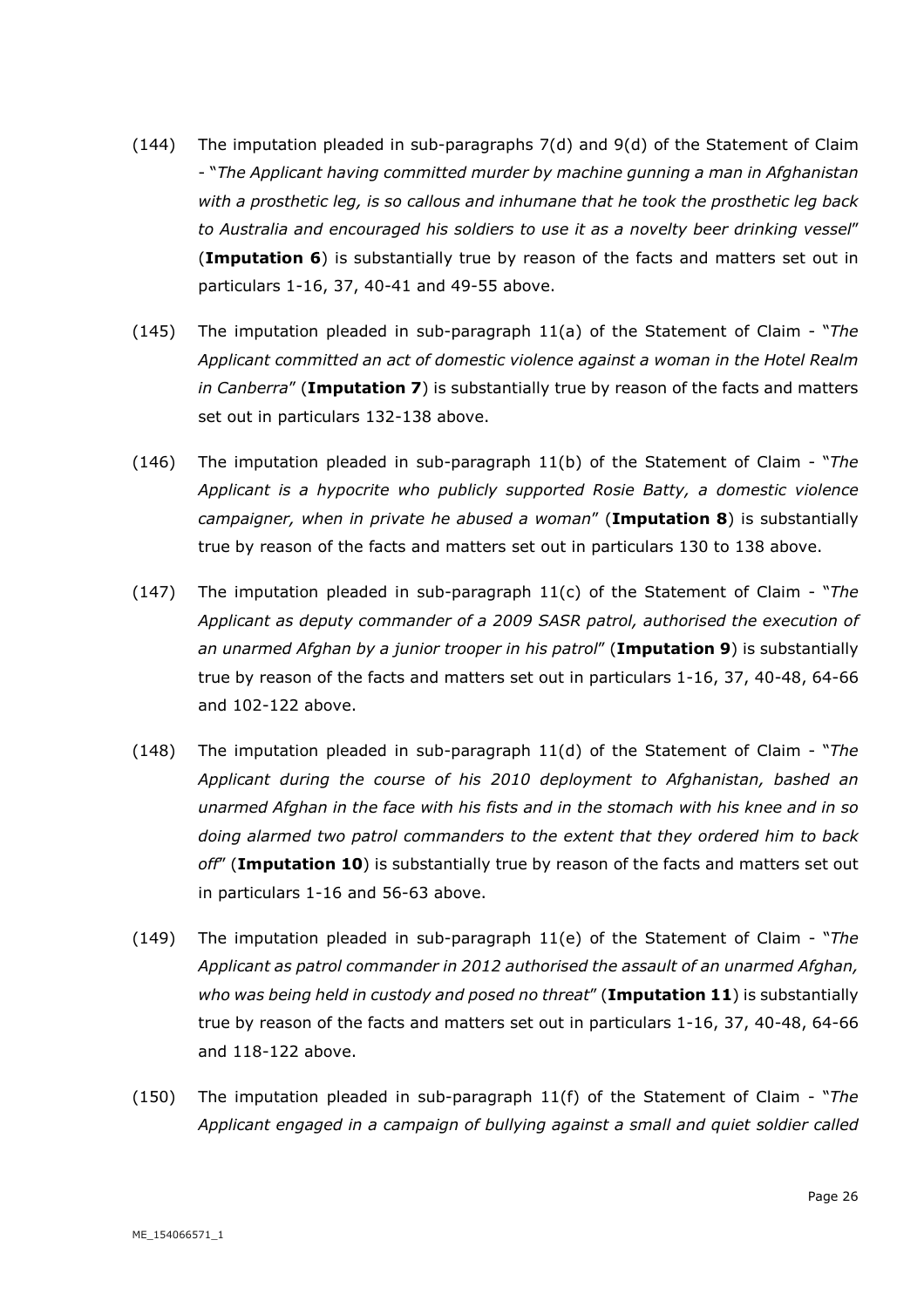(144) The imputation pleaded in sub-paragraphs 7(d) and 9(d) of the Statement of Claim - "*The Applicant having committed murder by machine gunning a man in Afghanistan with a prosthetic leg, is so callous and inhumane that he took the prosthetic leg back to Australia and encouraged his soldiers to use it as a novelty beer drinking vessel*" (**Imputation 6**) is substantially true by reason of the facts and matters set out in particulars 1-16, 37, 40-41 and 49-55 above.

(145) The imputation pleaded in sub-paragraph 11(a) of the Statement of Claim - "*The Applicant committed an act of domestic violence against a woman in the Hotel Realm in Canberra*" (**Imputation 7**) is substantially true by reason of the facts and matters set out in particulars 132-138 above.

(146) The imputation pleaded in sub-paragraph 11(b) of the Statement of Claim - "*The Applicant is a hypocrite who publicly supported Rosie Batty, a domestic violence campaigner, when in private he abused a woman*" (**Imputation 8**) is substantially true by reason of the facts and matters set out in particulars 130 to 138 above.

(147) The imputation pleaded in sub-paragraph 11(c) of the Statement of Claim - "*The Applicant as deputy commander of a 2009 SASR patrol, authorised the execution of an unarmed Afghan by a junior trooper in his patrol*" (**Imputation 9**) is substantially true by reason of the facts and matters set out in particulars 1-16, 37, 40-48, 64-66 and 102-122 above.

(148) The imputation pleaded in sub-paragraph 11(d) of the Statement of Claim - "*The Applicant during the course of his 2010 deployment to Afghanistan, bashed an unarmed Afghan in the face with his fists and in the stomach with his knee and in so doing alarmed two patrol commanders to the extent that they ordered him to back off*" (**Imputation 10**) is substantially true by reason of the facts and matters set out in particulars 1-16 and 56-63 above.

(149) The imputation pleaded in sub-paragraph 11(e) of the Statement of Claim - "*The Applicant as patrol commander in 2012 authorised the assault of an unarmed Afghan, who was being held in custody and posed no threat*" (**Imputation 11**) is substantially true by reason of the facts and matters set out in particulars 1-16, 37, 40-48, 64-66 and 118-122 above.

(150) The imputation pleaded in sub-paragraph 11(f) of the Statement of Claim - "*The Applicant engaged in a campaign of bullying against a small and quiet soldier called*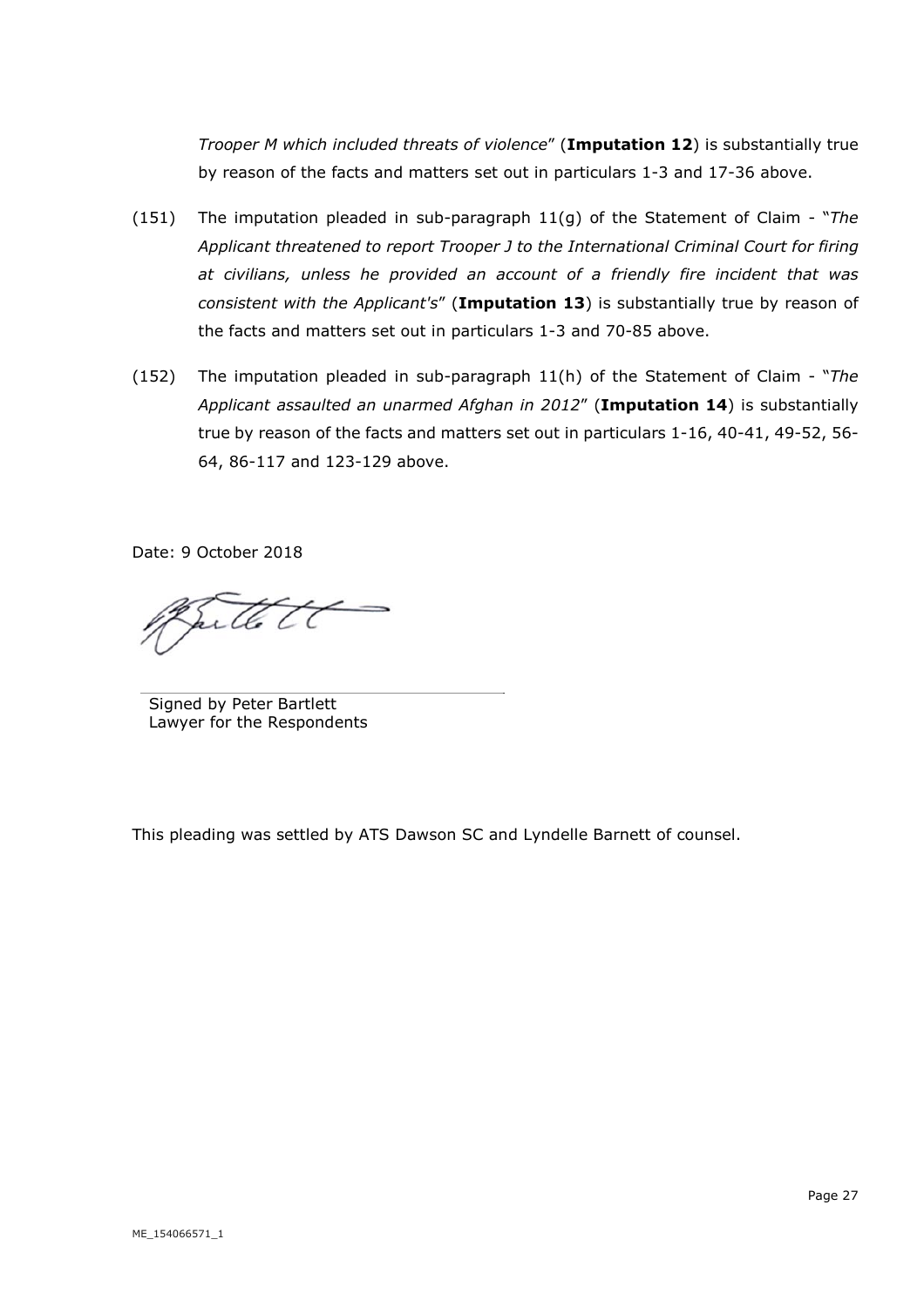*Trooper M which included threats of violence*" (**Imputation 12**) is substantially true by reason of the facts and matters set out in particulars 1-3 and 17-36 above.

(151) The imputation pleaded in sub-paragraph 11(g) of the Statement of Claim - "*The Applicant threatened to report Trooper J to the International Criminal Court for firing at civilians, unless he provided an account of a friendly fire incident that was consistent with the Applicant's*" (**Imputation 13**) is substantially true by reason of the facts and matters set out in particulars 1-3 and 70-85 above.

(152) The imputation pleaded in sub-paragraph 11(h) of the Statement of Claim - "*The Applicant assaulted an unarmed Afghan in 2012*" (**Imputation 14**) is substantially true by reason of the facts and matters set out in particulars 1-16, 40-41, 49-52, 56-64, 86-117 and 123-129 above.

Date: 9 October 2018

Signed by Peter Bartlett
Lawyer for the Respondents

This pleading was settled by ATS Dawson SC and Lyndelle Barnett of counsel.

ME_154066571_1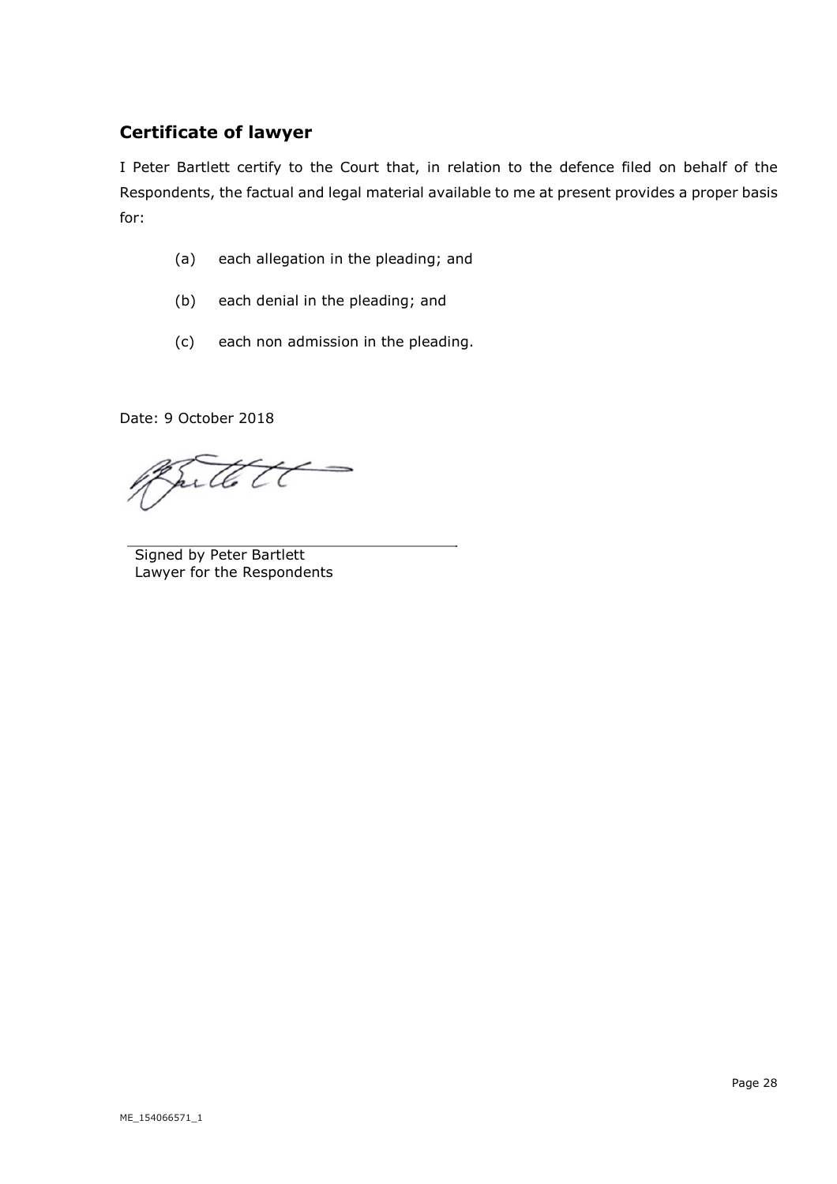## Certificate of lawyer

I Peter Bartlett certify to the Court that, in relation to the defence filed on behalf of the Respondents, the factual and legal material available to me at present provides a proper basis for:

(a) each allegation in the pleading; and

(b) each denial in the pleading; and

(c) each non admission in the pleading.

Date: 9 October 2018

Signed by Peter Bartlett
Lawyer for the Respondents

ME_154066571_1